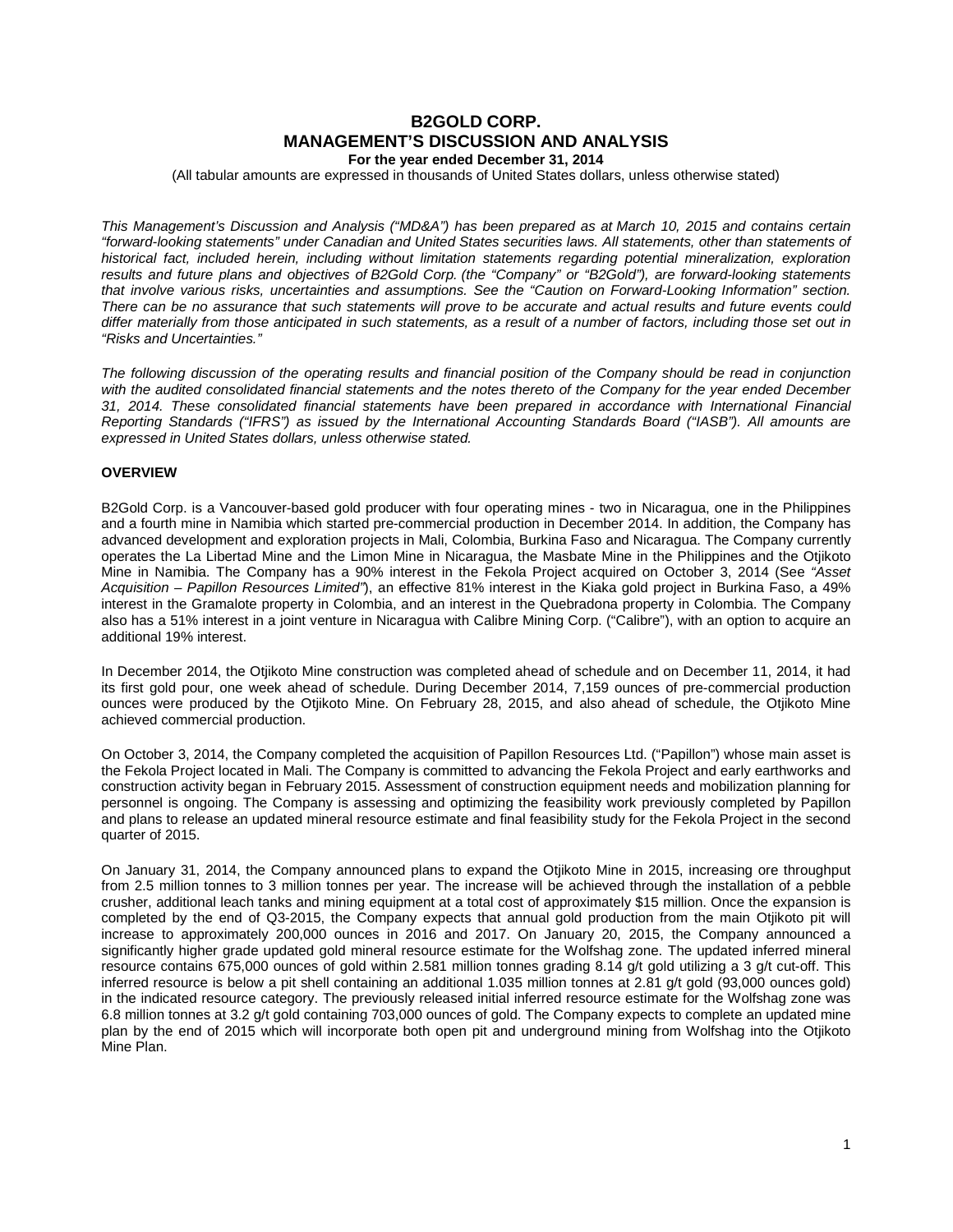# B2GOLD CORP.
# MANAGEMENT'S DISCUSSION AND ANALYSIS

**For the year ended December 31, 2014**

(All tabular amounts are expressed in thousands of United States dollars, unless otherwise stated)

*This Management's Discussion and Analysis ("MD&A") has been prepared as at March 10, 2015 and contains certain "forward-looking statements" under Canadian and United States securities laws. All statements, other than statements of historical fact, included herein, including without limitation statements regarding potential mineralization, exploration results and future plans and objectives of B2Gold Corp. (the "Company" or "B2Gold"), are forward-looking statements that involve various risks, uncertainties and assumptions. See the "Caution on Forward-Looking Information" section. There can be no assurance that such statements will prove to be accurate and actual results and future events could differ materially from those anticipated in such statements, as a result of a number of factors, including those set out in "Risks and Uncertainties."*

*The following discussion of the operating results and financial position of the Company should be read in conjunction with the audited consolidated financial statements and the notes thereto of the Company for the year ended December 31, 2014. These consolidated financial statements have been prepared in accordance with International Financial Reporting Standards ("IFRS") as issued by the International Accounting Standards Board ("IASB"). All amounts are expressed in United States dollars, unless otherwise stated.*

## OVERVIEW

B2Gold Corp. is a Vancouver-based gold producer with four operating mines - two in Nicaragua, one in the Philippines and a fourth mine in Namibia which started pre-commercial production in December 2014. In addition, the Company has advanced development and exploration projects in Mali, Colombia, Burkina Faso and Nicaragua. The Company currently operates the La Libertad Mine and the Limon Mine in Nicaragua, the Masbate Mine in the Philippines and the Otjikoto Mine in Namibia. The Company has a 90% interest in the Fekola Project acquired on October 3, 2014 (See *"Asset Acquisition – Papillon Resources Limited"*), an effective 81% interest in the Kiaka gold project in Burkina Faso, a 49% interest in the Gramalote property in Colombia, and an interest in the Quebradona property in Colombia. The Company also has a 51% interest in a joint venture in Nicaragua with Calibre Mining Corp. ("Calibre"), with an option to acquire an additional 19% interest.

In December 2014, the Otjikoto Mine construction was completed ahead of schedule and on December 11, 2014, it had its first gold pour, one week ahead of schedule. During December 2014, 7,159 ounces of pre-commercial production ounces were produced by the Otjikoto Mine. On February 28, 2015, and also ahead of schedule, the Otjikoto Mine achieved commercial production.

On October 3, 2014, the Company completed the acquisition of Papillon Resources Ltd. ("Papillon") whose main asset is the Fekola Project located in Mali. The Company is committed to advancing the Fekola Project and early earthworks and construction activity began in February 2015. Assessment of construction equipment needs and mobilization planning for personnel is ongoing. The Company is assessing and optimizing the feasibility work previously completed by Papillon and plans to release an updated mineral resource estimate and final feasibility study for the Fekola Project in the second quarter of 2015.

On January 31, 2014, the Company announced plans to expand the Otjikoto Mine in 2015, increasing ore throughput from 2.5 million tonnes to 3 million tonnes per year. The increase will be achieved through the installation of a pebble crusher, additional leach tanks and mining equipment at a total cost of approximately $15 million. Once the expansion is completed by the end of Q3-2015, the Company expects that annual gold production from the main Otjikoto pit will increase to approximately 200,000 ounces in 2016 and 2017. On January 20, 2015, the Company announced a significantly higher grade updated gold mineral resource estimate for the Wolfshag zone. The updated inferred mineral resource contains 675,000 ounces of gold within 2.581 million tonnes grading 8.14 g/t gold utilizing a 3 g/t cut-off. This inferred resource is below a pit shell containing an additional 1.035 million tonnes at 2.81 g/t gold (93,000 ounces gold) in the indicated resource category. The previously released initial inferred resource estimate for the Wolfshag zone was 6.8 million tonnes at 3.2 g/t gold containing 703,000 ounces of gold. The Company expects to complete an updated mine plan by the end of 2015 which will incorporate both open pit and underground mining from Wolfshag into the Otjikoto Mine Plan.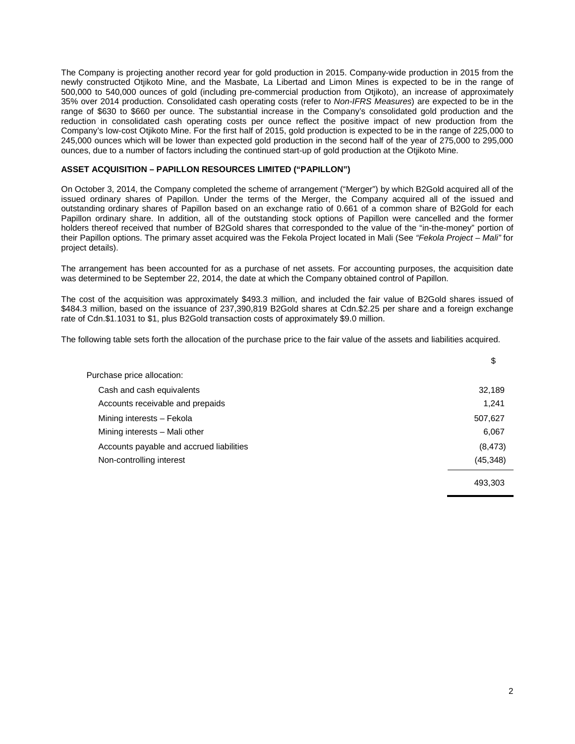The Company is projecting another record year for gold production in 2015. Company-wide production in 2015 from the newly constructed Otjikoto Mine, and the Masbate, La Libertad and Limon Mines is expected to be in the range of 500,000 to 540,000 ounces of gold (including pre-commercial production from Otjikoto), an increase of approximately 35% over 2014 production. Consolidated cash operating costs (refer to *Non-IFRS Measures*) are expected to be in the range of $630 to $660 per ounce. The substantial increase in the Company's consolidated gold production and the reduction in consolidated cash operating costs per ounce reflect the positive impact of new production from the Company's low-cost Otjikoto Mine. For the first half of 2015, gold production is expected to be in the range of 225,000 to 245,000 ounces which will be lower than expected gold production in the second half of the year of 275,000 to 295,000 ounces, due to a number of factors including the continued start-up of gold production at the Otjikoto Mine.

## ASSET ACQUISITION – PAPILLON RESOURCES LIMITED ("PAPILLON")

On October 3, 2014, the Company completed the scheme of arrangement ("Merger") by which B2Gold acquired all of the issued ordinary shares of Papillon. Under the terms of the Merger, the Company acquired all of the issued and outstanding ordinary shares of Papillon based on an exchange ratio of 0.661 of a common share of B2Gold for each Papillon ordinary share. In addition, all of the outstanding stock options of Papillon were cancelled and the former holders thereof received that number of B2Gold shares that corresponded to the value of the "in-the-money" portion of their Papillon options. The primary asset acquired was the Fekola Project located in Mali (See *"Fekola Project – Mali"* for project details).

The arrangement has been accounted for as a purchase of net assets. For accounting purposes, the acquisition date was determined to be September 22, 2014, the date at which the Company obtained control of Papillon.

The cost of the acquisition was approximately $493.3 million, and included the fair value of B2Gold shares issued of $484.3 million, based on the issuance of 237,390,819 B2Gold shares at Cdn.$2.25 per share and a foreign exchange rate of Cdn.$1.1031 to $1, plus B2Gold transaction costs of approximately $9.0 million.

The following table sets forth the allocation of the purchase price to the fair value of the assets and liabilities acquired.

| | $ |
|---|---|
| Purchase price allocation: | |
| Cash and cash equivalents | 32,189 |
| Accounts receivable and prepaids | 1,241 |
| Mining interests – Fekola | 507,627 |
| Mining interests – Mali other | 6,067 |
| Accounts payable and accrued liabilities | (8,473) |
| Non-controlling interest | (45,348) |
| | 493,303 |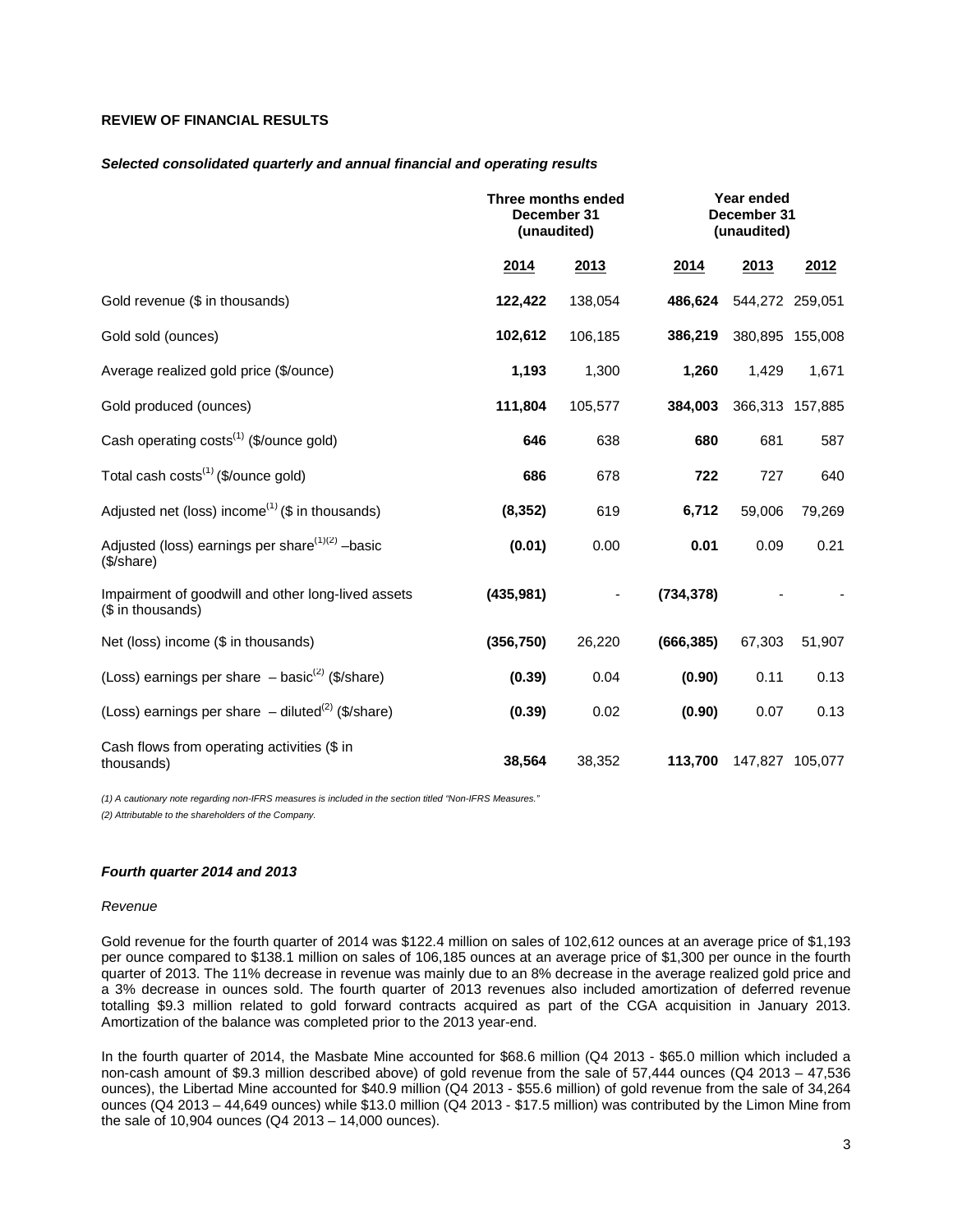**REVIEW OF FINANCIAL RESULTS**

***Selected consolidated quarterly and annual financial and operating results***

| | Three months ended December 31 (unaudited) | | Year ended December 31 (unaudited) | | |
|---|---|---|---|---|---|
| | **2014** | 2013 | **2014** | 2013 | 2012 |
| Gold revenue ($ in thousands) | **122,422** | 138,054 | **486,624** | 544,272 | 259,051 |
| Gold sold (ounces) | **102,612** | 106,185 | **386,219** | 380,895 | 155,008 |
| Average realized gold price ($/ounce) | **1,193** | 1,300 | **1,260** | 1,429 | 1,671 |
| Gold produced (ounces) | **111,804** | 105,577 | **384,003** | 366,313 | 157,885 |
| Cash operating costs[(1)] ($/ounce gold) | **646** | 638 | **680** | 681 | 587 |
| Total cash costs[(1)] ($/ounce gold) | **686** | 678 | **722** | 727 | 640 |
| Adjusted net (loss) income[(1)] ($ in thousands) | **(8,352)** | 619 | **6,712** | 59,006 | 79,269 |
| Adjusted (loss) earnings per share[(1)(2)] –basic ($/share) | **(0.01)** | 0.00 | **0.01** | 0.09 | 0.21 |
| Impairment of goodwill and other long-lived assets ($ in thousands) | **(435,981)** | - | **(734,378)** | - | - |
| Net (loss) income ($ in thousands) | **(356,750)** | 26,220 | **(666,385)** | 67,303 | 51,907 |
| (Loss) earnings per share – basic[(2)] ($/share) | **(0.39)** | 0.04 | **(0.90)** | 0.11 | 0.13 |
| (Loss) earnings per share – diluted[(2)] ($/share) | **(0.39)** | 0.02 | **(0.90)** | 0.07 | 0.13 |
| Cash flows from operating activities ($ in thousands) | **38,564** | 38,352 | **113,700** | 147,827 | 105,077 |

*(1) A cautionary note regarding non-IFRS measures is included in the section titled "Non-IFRS Measures."*

*(2) Attributable to the shareholders of the Company.*

***Fourth quarter 2014 and 2013***

*Revenue*

Gold revenue for the fourth quarter of 2014 was $122.4 million on sales of 102,612 ounces at an average price of $1,193 per ounce compared to $138.1 million on sales of 106,185 ounces at an average price of $1,300 per ounce in the fourth quarter of 2013. The 11% decrease in revenue was mainly due to an 8% decrease in the average realized gold price and a 3% decrease in ounces sold. The fourth quarter of 2013 revenues also included amortization of deferred revenue totalling $9.3 million related to gold forward contracts acquired as part of the CGA acquisition in January 2013. Amortization of the balance was completed prior to the 2013 year-end.

In the fourth quarter of 2014, the Masbate Mine accounted for $68.6 million (Q4 2013 - $65.0 million which included a non-cash amount of $9.3 million described above) of gold revenue from the sale of 57,444 ounces (Q4 2013 – 47,536 ounces), the Libertad Mine accounted for $40.9 million (Q4 2013 - $55.6 million) of gold revenue from the sale of 34,264 ounces (Q4 2013 – 44,649 ounces) while $13.0 million (Q4 2013 - $17.5 million) was contributed by the Limon Mine from the sale of 10,904 ounces (Q4 2013 – 14,000 ounces).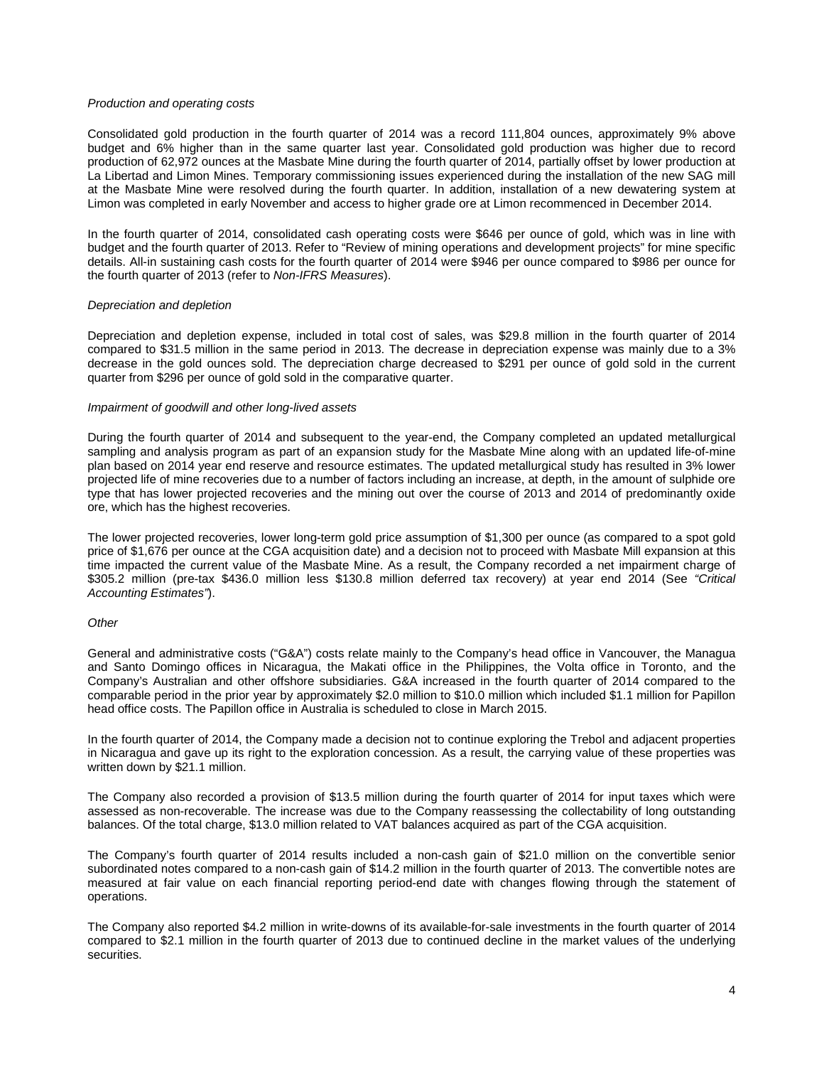*Production and operating costs*

Consolidated gold production in the fourth quarter of 2014 was a record 111,804 ounces, approximately 9% above budget and 6% higher than in the same quarter last year. Consolidated gold production was higher due to record production of 62,972 ounces at the Masbate Mine during the fourth quarter of 2014, partially offset by lower production at La Libertad and Limon Mines. Temporary commissioning issues experienced during the installation of the new SAG mill at the Masbate Mine were resolved during the fourth quarter. In addition, installation of a new dewatering system at Limon was completed in early November and access to higher grade ore at Limon recommenced in December 2014.

In the fourth quarter of 2014, consolidated cash operating costs were $646 per ounce of gold, which was in line with budget and the fourth quarter of 2013. Refer to "Review of mining operations and development projects" for mine specific details. All-in sustaining cash costs for the fourth quarter of 2014 were $946 per ounce compared to $986 per ounce for the fourth quarter of 2013 (refer to *Non-IFRS Measures*).

*Depreciation and depletion*

Depreciation and depletion expense, included in total cost of sales, was $29.8 million in the fourth quarter of 2014 compared to $31.5 million in the same period in 2013. The decrease in depreciation expense was mainly due to a 3% decrease in the gold ounces sold. The depreciation charge decreased to $291 per ounce of gold sold in the current quarter from $296 per ounce of gold sold in the comparative quarter.

*Impairment of goodwill and other long-lived assets*

During the fourth quarter of 2014 and subsequent to the year-end, the Company completed an updated metallurgical sampling and analysis program as part of an expansion study for the Masbate Mine along with an updated life-of-mine plan based on 2014 year end reserve and resource estimates. The updated metallurgical study has resulted in 3% lower projected life of mine recoveries due to a number of factors including an increase, at depth, in the amount of sulphide ore type that has lower projected recoveries and the mining out over the course of 2013 and 2014 of predominantly oxide ore, which has the highest recoveries.

The lower projected recoveries, lower long-term gold price assumption of $1,300 per ounce (as compared to a spot gold price of $1,676 per ounce at the CGA acquisition date) and a decision not to proceed with Masbate Mill expansion at this time impacted the current value of the Masbate Mine. As a result, the Company recorded a net impairment charge of $305.2 million (pre-tax $436.0 million less $130.8 million deferred tax recovery) at year end 2014 (See *"Critical Accounting Estimates"*).

*Other*

General and administrative costs ("G&A") costs relate mainly to the Company's head office in Vancouver, the Managua and Santo Domingo offices in Nicaragua, the Makati office in the Philippines, the Volta office in Toronto, and the Company's Australian and other offshore subsidiaries. G&A increased in the fourth quarter of 2014 compared to the comparable period in the prior year by approximately $2.0 million to $10.0 million which included $1.1 million for Papillon head office costs. The Papillon office in Australia is scheduled to close in March 2015.

In the fourth quarter of 2014, the Company made a decision not to continue exploring the Trebol and adjacent properties in Nicaragua and gave up its right to the exploration concession. As a result, the carrying value of these properties was written down by $21.1 million.

The Company also recorded a provision of $13.5 million during the fourth quarter of 2014 for input taxes which were assessed as non-recoverable. The increase was due to the Company reassessing the collectability of long outstanding balances. Of the total charge, $13.0 million related to VAT balances acquired as part of the CGA acquisition.

The Company's fourth quarter of 2014 results included a non-cash gain of $21.0 million on the convertible senior subordinated notes compared to a non-cash gain of $14.2 million in the fourth quarter of 2013. The convertible notes are measured at fair value on each financial reporting period-end date with changes flowing through the statement of operations.

The Company also reported $4.2 million in write-downs of its available-for-sale investments in the fourth quarter of 2014 compared to $2.1 million in the fourth quarter of 2013 due to continued decline in the market values of the underlying securities.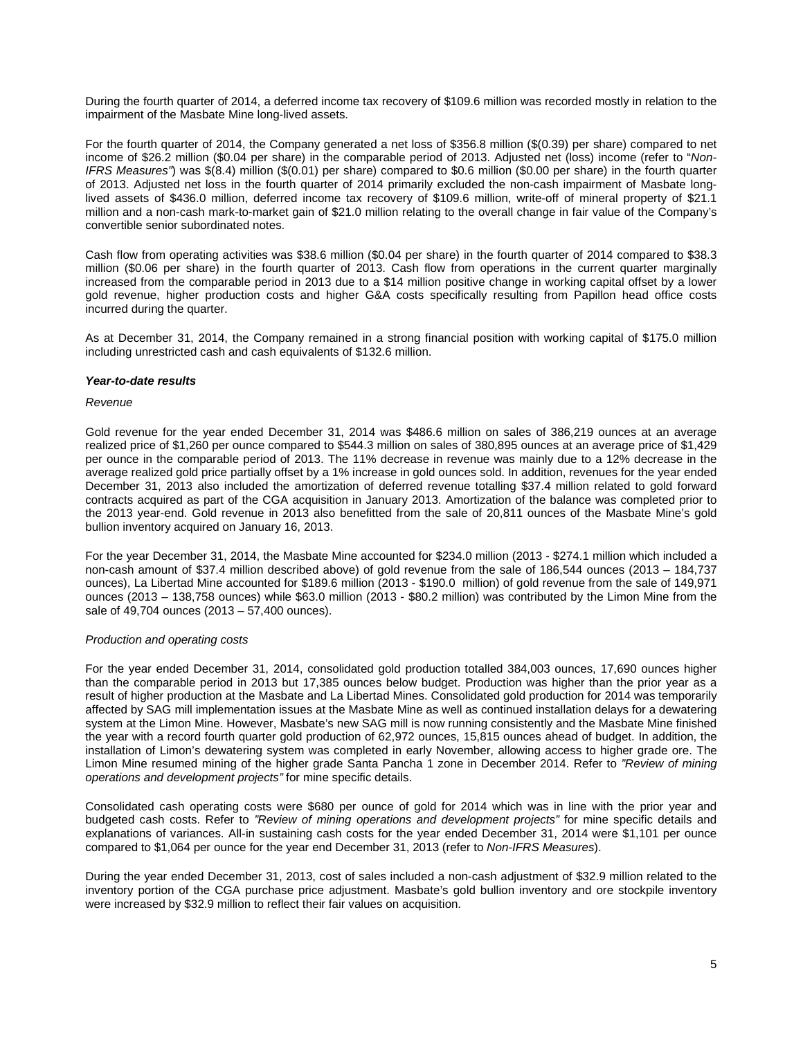During the fourth quarter of 2014, a deferred income tax recovery of $109.6 million was recorded mostly in relation to the impairment of the Masbate Mine long-lived assets.

For the fourth quarter of 2014, the Company generated a net loss of $356.8 million ($(0.39) per share) compared to net income of $26.2 million ($0.04 per share) in the comparable period of 2013. Adjusted net (loss) income (refer to "*Non-IFRS Measures"*) was $(8.4) million ($(0.01) per share) compared to $0.6 million ($0.00 per share) in the fourth quarter of 2013. Adjusted net loss in the fourth quarter of 2014 primarily excluded the non-cash impairment of Masbate long-lived assets of $436.0 million, deferred income tax recovery of $109.6 million, write-off of mineral property of $21.1 million and a non-cash mark-to-market gain of $21.0 million relating to the overall change in fair value of the Company's convertible senior subordinated notes.

Cash flow from operating activities was $38.6 million ($0.04 per share) in the fourth quarter of 2014 compared to $38.3 million ($0.06 per share) in the fourth quarter of 2013. Cash flow from operations in the current quarter marginally increased from the comparable period in 2013 due to a $14 million positive change in working capital offset by a lower gold revenue, higher production costs and higher G&A costs specifically resulting from Papillon head office costs incurred during the quarter.

As at December 31, 2014, the Company remained in a strong financial position with working capital of $175.0 million including unrestricted cash and cash equivalents of $132.6 million.

***Year-to-date results***

*Revenue*

Gold revenue for the year ended December 31, 2014 was $486.6 million on sales of 386,219 ounces at an average realized price of $1,260 per ounce compared to $544.3 million on sales of 380,895 ounces at an average price of $1,429 per ounce in the comparable period of 2013. The 11% decrease in revenue was mainly due to a 12% decrease in the average realized gold price partially offset by a 1% increase in gold ounces sold. In addition, revenues for the year ended December 31, 2013 also included the amortization of deferred revenue totalling $37.4 million related to gold forward contracts acquired as part of the CGA acquisition in January 2013. Amortization of the balance was completed prior to the 2013 year-end. Gold revenue in 2013 also benefitted from the sale of 20,811 ounces of the Masbate Mine's gold bullion inventory acquired on January 16, 2013.

For the year December 31, 2014, the Masbate Mine accounted for $234.0 million (2013 - $274.1 million which included a non-cash amount of $37.4 million described above) of gold revenue from the sale of 186,544 ounces (2013 – 184,737 ounces), La Libertad Mine accounted for $189.6 million (2013 - $190.0 million) of gold revenue from the sale of 149,971 ounces (2013 – 138,758 ounces) while $63.0 million (2013 - $80.2 million) was contributed by the Limon Mine from the sale of 49,704 ounces (2013 – 57,400 ounces).

*Production and operating costs*

For the year ended December 31, 2014, consolidated gold production totalled 384,003 ounces, 17,690 ounces higher than the comparable period in 2013 but 17,385 ounces below budget. Production was higher than the prior year as a result of higher production at the Masbate and La Libertad Mines. Consolidated gold production for 2014 was temporarily affected by SAG mill implementation issues at the Masbate Mine as well as continued installation delays for a dewatering system at the Limon Mine. However, Masbate's new SAG mill is now running consistently and the Masbate Mine finished the year with a record fourth quarter gold production of 62,972 ounces, 15,815 ounces ahead of budget. In addition, the installation of Limon's dewatering system was completed in early November, allowing access to higher grade ore. The Limon Mine resumed mining of the higher grade Santa Pancha 1 zone in December 2014. Refer to *"Review of mining operations and development projects"* for mine specific details.

Consolidated cash operating costs were $680 per ounce of gold for 2014 which was in line with the prior year and budgeted cash costs. Refer to *"Review of mining operations and development projects"* for mine specific details and explanations of variances. All-in sustaining cash costs for the year ended December 31, 2014 were $1,101 per ounce compared to $1,064 per ounce for the year end December 31, 2013 (refer to *Non-IFRS Measures*).

During the year ended December 31, 2013, cost of sales included a non-cash adjustment of $32.9 million related to the inventory portion of the CGA purchase price adjustment. Masbate's gold bullion inventory and ore stockpile inventory were increased by $32.9 million to reflect their fair values on acquisition.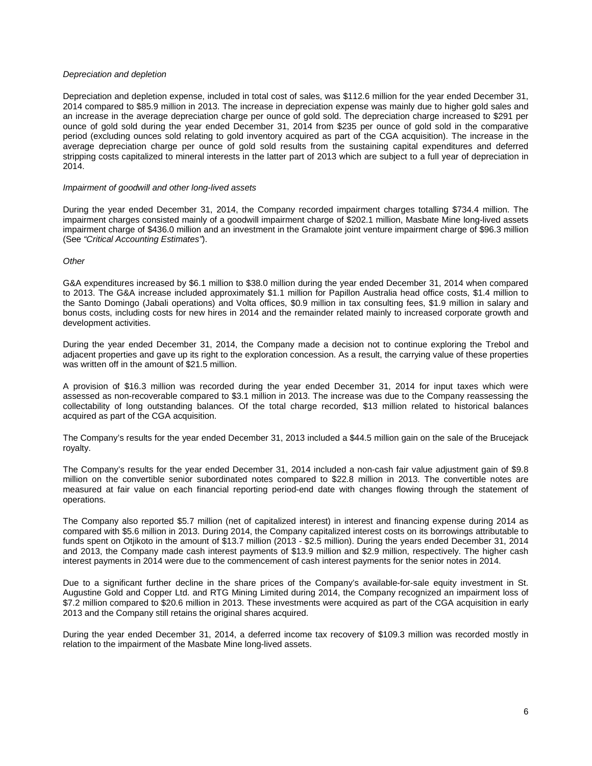*Depreciation and depletion*

Depreciation and depletion expense, included in total cost of sales, was $112.6 million for the year ended December 31, 2014 compared to $85.9 million in 2013. The increase in depreciation expense was mainly due to higher gold sales and an increase in the average depreciation charge per ounce of gold sold. The depreciation charge increased to $291 per ounce of gold sold during the year ended December 31, 2014 from $235 per ounce of gold sold in the comparative period (excluding ounces sold relating to gold inventory acquired as part of the CGA acquisition). The increase in the average depreciation charge per ounce of gold sold results from the sustaining capital expenditures and deferred stripping costs capitalized to mineral interests in the latter part of 2013 which are subject to a full year of depreciation in 2014.

*Impairment of goodwill and other long-lived assets*

During the year ended December 31, 2014, the Company recorded impairment charges totalling $734.4 million. The impairment charges consisted mainly of a goodwill impairment charge of $202.1 million, Masbate Mine long-lived assets impairment charge of $436.0 million and an investment in the Gramalote joint venture impairment charge of $96.3 million (See *"Critical Accounting Estimates"*).

*Other*

G&A expenditures increased by $6.1 million to $38.0 million during the year ended December 31, 2014 when compared to 2013. The G&A increase included approximately $1.1 million for Papillon Australia head office costs, $1.4 million to the Santo Domingo (Jabali operations) and Volta offices, $0.9 million in tax consulting fees, $1.9 million in salary and bonus costs, including costs for new hires in 2014 and the remainder related mainly to increased corporate growth and development activities.

During the year ended December 31, 2014, the Company made a decision not to continue exploring the Trebol and adjacent properties and gave up its right to the exploration concession. As a result, the carrying value of these properties was written off in the amount of $21.5 million.

A provision of $16.3 million was recorded during the year ended December 31, 2014 for input taxes which were assessed as non-recoverable compared to $3.1 million in 2013. The increase was due to the Company reassessing the collectability of long outstanding balances. Of the total charge recorded, $13 million related to historical balances acquired as part of the CGA acquisition.

The Company's results for the year ended December 31, 2013 included a $44.5 million gain on the sale of the Brucejack royalty.

The Company's results for the year ended December 31, 2014 included a non-cash fair value adjustment gain of $9.8 million on the convertible senior subordinated notes compared to $22.8 million in 2013. The convertible notes are measured at fair value on each financial reporting period-end date with changes flowing through the statement of operations.

The Company also reported $5.7 million (net of capitalized interest) in interest and financing expense during 2014 as compared with $5.6 million in 2013. During 2014, the Company capitalized interest costs on its borrowings attributable to funds spent on Otjikoto in the amount of $13.7 million (2013 - $2.5 million). During the years ended December 31, 2014 and 2013, the Company made cash interest payments of $13.9 million and $2.9 million, respectively. The higher cash interest payments in 2014 were due to the commencement of cash interest payments for the senior notes in 2014.

Due to a significant further decline in the share prices of the Company's available-for-sale equity investment in St. Augustine Gold and Copper Ltd. and RTG Mining Limited during 2014, the Company recognized an impairment loss of $7.2 million compared to $20.6 million in 2013. These investments were acquired as part of the CGA acquisition in early 2013 and the Company still retains the original shares acquired.

During the year ended December 31, 2014, a deferred income tax recovery of $109.3 million was recorded mostly in relation to the impairment of the Masbate Mine long-lived assets.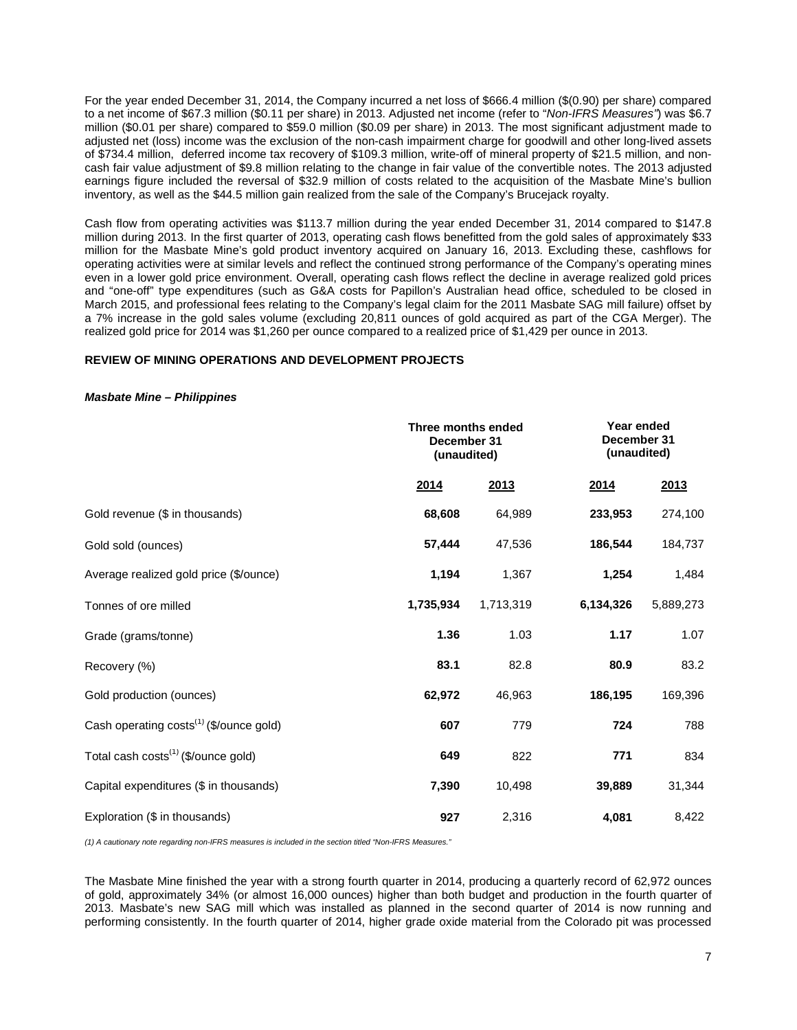For the year ended December 31, 2014, the Company incurred a net loss of $666.4 million ($(0.90) per share) compared to a net income of $67.3 million ($0.11 per share) in 2013. Adjusted net income (refer to "*Non-IFRS Measures*") was $6.7 million ($0.01 per share) compared to $59.0 million ($0.09 per share) in 2013. The most significant adjustment made to adjusted net (loss) income was the exclusion of the non-cash impairment charge for goodwill and other long-lived assets of $734.4 million, deferred income tax recovery of $109.3 million, write-off of mineral property of $21.5 million, and non-cash fair value adjustment of $9.8 million relating to the change in fair value of the convertible notes. The 2013 adjusted earnings figure included the reversal of $32.9 million of costs related to the acquisition of the Masbate Mine's bullion inventory, as well as the $44.5 million gain realized from the sale of the Company's Brucejack royalty.

Cash flow from operating activities was $113.7 million during the year ended December 31, 2014 compared to $147.8 million during 2013. In the first quarter of 2013, operating cash flows benefitted from the gold sales of approximately $33 million for the Masbate Mine's gold product inventory acquired on January 16, 2013. Excluding these, cashflows for operating activities were at similar levels and reflect the continued strong performance of the Company's operating mines even in a lower gold price environment. Overall, operating cash flows reflect the decline in average realized gold prices and "one-off" type expenditures (such as G&A costs for Papillon's Australian head office, scheduled to be closed in March 2015, and professional fees relating to the Company's legal claim for the 2011 Masbate SAG mill failure) offset by a 7% increase in the gold sales volume (excluding 20,811 ounces of gold acquired as part of the CGA Merger). The realized gold price for 2014 was $1,260 per ounce compared to a realized price of $1,429 per ounce in 2013.

## REVIEW OF MINING OPERATIONS AND DEVELOPMENT PROJECTS

### *Masbate Mine – Philippines*

| | Three months ended December 31 (unaudited) | | Year ended December 31 (unaudited) | |
|---|---|---|---|---|
| | **2014** | **2013** | **2014** | **2013** |
| Gold revenue ($ in thousands) | **68,608** | 64,989 | **233,953** | 274,100 |
| Gold sold (ounces) | **57,444** | 47,536 | **186,544** | 184,737 |
| Average realized gold price ($/ounce) | **1,194** | 1,367 | **1,254** | 1,484 |
| Tonnes of ore milled | **1,735,934** | 1,713,319 | **6,134,326** | 5,889,273 |
| Grade (grams/tonne) | **1.36** | 1.03 | **1.17** | 1.07 |
| Recovery (%) | **83.1** | 82.8 | **80.9** | 83.2 |
| Gold production (ounces) | **62,972** | 46,963 | **186,195** | 169,396 |
| Cash operating costs(1) ($/ounce gold) | **607** | 779 | **724** | 788 |
| Total cash costs(1) ($/ounce gold) | **649** | 822 | **771** | 834 |
| Capital expenditures ($ in thousands) | **7,390** | 10,498 | **39,889** | 31,344 |
| Exploration ($ in thousands) | **927** | 2,316 | **4,081** | 8,422 |

*(1) A cautionary note regarding non-IFRS measures is included in the section titled "Non-IFRS Measures."*

The Masbate Mine finished the year with a strong fourth quarter in 2014, producing a quarterly record of 62,972 ounces of gold, approximately 34% (or almost 16,000 ounces) higher than both budget and production in the fourth quarter of 2013. Masbate's new SAG mill which was installed as planned in the second quarter of 2014 is now running and performing consistently. In the fourth quarter of 2014, higher grade oxide material from the Colorado pit was processed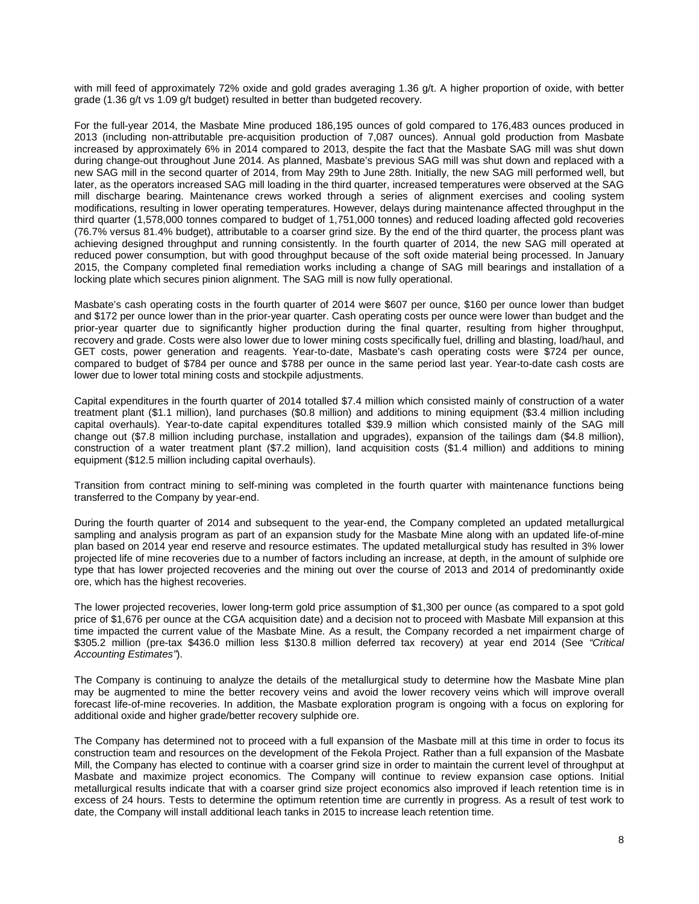with mill feed of approximately 72% oxide and gold grades averaging 1.36 g/t. A higher proportion of oxide, with better grade (1.36 g/t vs 1.09 g/t budget) resulted in better than budgeted recovery.

For the full-year 2014, the Masbate Mine produced 186,195 ounces of gold compared to 176,483 ounces produced in 2013 (including non-attributable pre-acquisition production of 7,087 ounces). Annual gold production from Masbate increased by approximately 6% in 2014 compared to 2013, despite the fact that the Masbate SAG mill was shut down during change-out throughout June 2014. As planned, Masbate's previous SAG mill was shut down and replaced with a new SAG mill in the second quarter of 2014, from May 29th to June 28th. Initially, the new SAG mill performed well, but later, as the operators increased SAG mill loading in the third quarter, increased temperatures were observed at the SAG mill discharge bearing. Maintenance crews worked through a series of alignment exercises and cooling system modifications, resulting in lower operating temperatures. However, delays during maintenance affected throughput in the third quarter (1,578,000 tonnes compared to budget of 1,751,000 tonnes) and reduced loading affected gold recoveries (76.7% versus 81.4% budget), attributable to a coarser grind size. By the end of the third quarter, the process plant was achieving designed throughput and running consistently. In the fourth quarter of 2014, the new SAG mill operated at reduced power consumption, but with good throughput because of the soft oxide material being processed. In January 2015, the Company completed final remediation works including a change of SAG mill bearings and installation of a locking plate which secures pinion alignment. The SAG mill is now fully operational.

Masbate's cash operating costs in the fourth quarter of 2014 were $607 per ounce, $160 per ounce lower than budget and $172 per ounce lower than in the prior-year quarter. Cash operating costs per ounce were lower than budget and the prior-year quarter due to significantly higher production during the final quarter, resulting from higher throughput, recovery and grade. Costs were also lower due to lower mining costs specifically fuel, drilling and blasting, load/haul, and GET costs, power generation and reagents. Year-to-date, Masbate's cash operating costs were $724 per ounce, compared to budget of $784 per ounce and $788 per ounce in the same period last year. Year-to-date cash costs are lower due to lower total mining costs and stockpile adjustments.

Capital expenditures in the fourth quarter of 2014 totalled $7.4 million which consisted mainly of construction of a water treatment plant ($1.1 million), land purchases ($0.8 million) and additions to mining equipment ($3.4 million including capital overhauls). Year-to-date capital expenditures totalled $39.9 million which consisted mainly of the SAG mill change out ($7.8 million including purchase, installation and upgrades), expansion of the tailings dam ($4.8 million), construction of a water treatment plant ($7.2 million), land acquisition costs ($1.4 million) and additions to mining equipment ($12.5 million including capital overhauls).

Transition from contract mining to self-mining was completed in the fourth quarter with maintenance functions being transferred to the Company by year-end.

During the fourth quarter of 2014 and subsequent to the year-end, the Company completed an updated metallurgical sampling and analysis program as part of an expansion study for the Masbate Mine along with an updated life-of-mine plan based on 2014 year end reserve and resource estimates. The updated metallurgical study has resulted in 3% lower projected life of mine recoveries due to a number of factors including an increase, at depth, in the amount of sulphide ore type that has lower projected recoveries and the mining out over the course of 2013 and 2014 of predominantly oxide ore, which has the highest recoveries.

The lower projected recoveries, lower long-term gold price assumption of $1,300 per ounce (as compared to a spot gold price of $1,676 per ounce at the CGA acquisition date) and a decision not to proceed with Masbate Mill expansion at this time impacted the current value of the Masbate Mine. As a result, the Company recorded a net impairment charge of $305.2 million (pre-tax $436.0 million less $130.8 million deferred tax recovery) at year end 2014 (See *"Critical Accounting Estimates"*).

The Company is continuing to analyze the details of the metallurgical study to determine how the Masbate Mine plan may be augmented to mine the better recovery veins and avoid the lower recovery veins which will improve overall forecast life-of-mine recoveries. In addition, the Masbate exploration program is ongoing with a focus on exploring for additional oxide and higher grade/better recovery sulphide ore.

The Company has determined not to proceed with a full expansion of the Masbate mill at this time in order to focus its construction team and resources on the development of the Fekola Project. Rather than a full expansion of the Masbate Mill, the Company has elected to continue with a coarser grind size in order to maintain the current level of throughput at Masbate and maximize project economics. The Company will continue to review expansion case options. Initial metallurgical results indicate that with a coarser grind size project economics also improved if leach retention time is in excess of 24 hours. Tests to determine the optimum retention time are currently in progress. As a result of test work to date, the Company will install additional leach tanks in 2015 to increase leach retention time.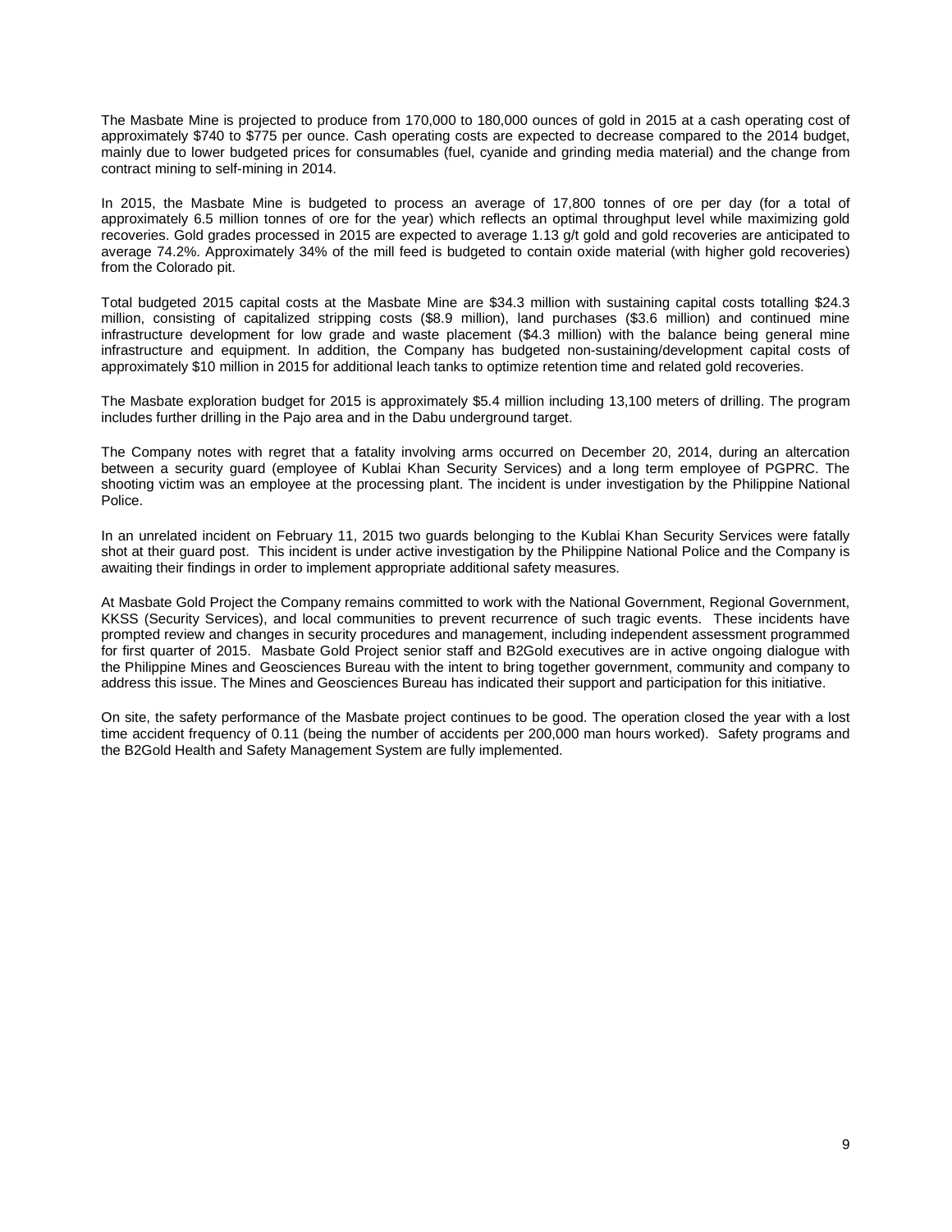The Masbate Mine is projected to produce from 170,000 to 180,000 ounces of gold in 2015 at a cash operating cost of approximately $740 to $775 per ounce. Cash operating costs are expected to decrease compared to the 2014 budget, mainly due to lower budgeted prices for consumables (fuel, cyanide and grinding media material) and the change from contract mining to self-mining in 2014.

In 2015, the Masbate Mine is budgeted to process an average of 17,800 tonnes of ore per day (for a total of approximately 6.5 million tonnes of ore for the year) which reflects an optimal throughput level while maximizing gold recoveries. Gold grades processed in 2015 are expected to average 1.13 g/t gold and gold recoveries are anticipated to average 74.2%. Approximately 34% of the mill feed is budgeted to contain oxide material (with higher gold recoveries) from the Colorado pit.

Total budgeted 2015 capital costs at the Masbate Mine are $34.3 million with sustaining capital costs totalling $24.3 million, consisting of capitalized stripping costs ($8.9 million), land purchases ($3.6 million) and continued mine infrastructure development for low grade and waste placement ($4.3 million) with the balance being general mine infrastructure and equipment. In addition, the Company has budgeted non-sustaining/development capital costs of approximately $10 million in 2015 for additional leach tanks to optimize retention time and related gold recoveries.

The Masbate exploration budget for 2015 is approximately $5.4 million including 13,100 meters of drilling. The program includes further drilling in the Pajo area and in the Dabu underground target.

The Company notes with regret that a fatality involving arms occurred on December 20, 2014, during an altercation between a security guard (employee of Kublai Khan Security Services) and a long term employee of PGPRC. The shooting victim was an employee at the processing plant. The incident is under investigation by the Philippine National Police.

In an unrelated incident on February 11, 2015 two guards belonging to the Kublai Khan Security Services were fatally shot at their guard post. This incident is under active investigation by the Philippine National Police and the Company is awaiting their findings in order to implement appropriate additional safety measures.

At Masbate Gold Project the Company remains committed to work with the National Government, Regional Government, KKSS (Security Services), and local communities to prevent recurrence of such tragic events. These incidents have prompted review and changes in security procedures and management, including independent assessment programmed for first quarter of 2015. Masbate Gold Project senior staff and B2Gold executives are in active ongoing dialogue with the Philippine Mines and Geosciences Bureau with the intent to bring together government, community and company to address this issue. The Mines and Geosciences Bureau has indicated their support and participation for this initiative.

On site, the safety performance of the Masbate project continues to be good. The operation closed the year with a lost time accident frequency of 0.11 (being the number of accidents per 200,000 man hours worked). Safety programs and the B2Gold Health and Safety Management System are fully implemented.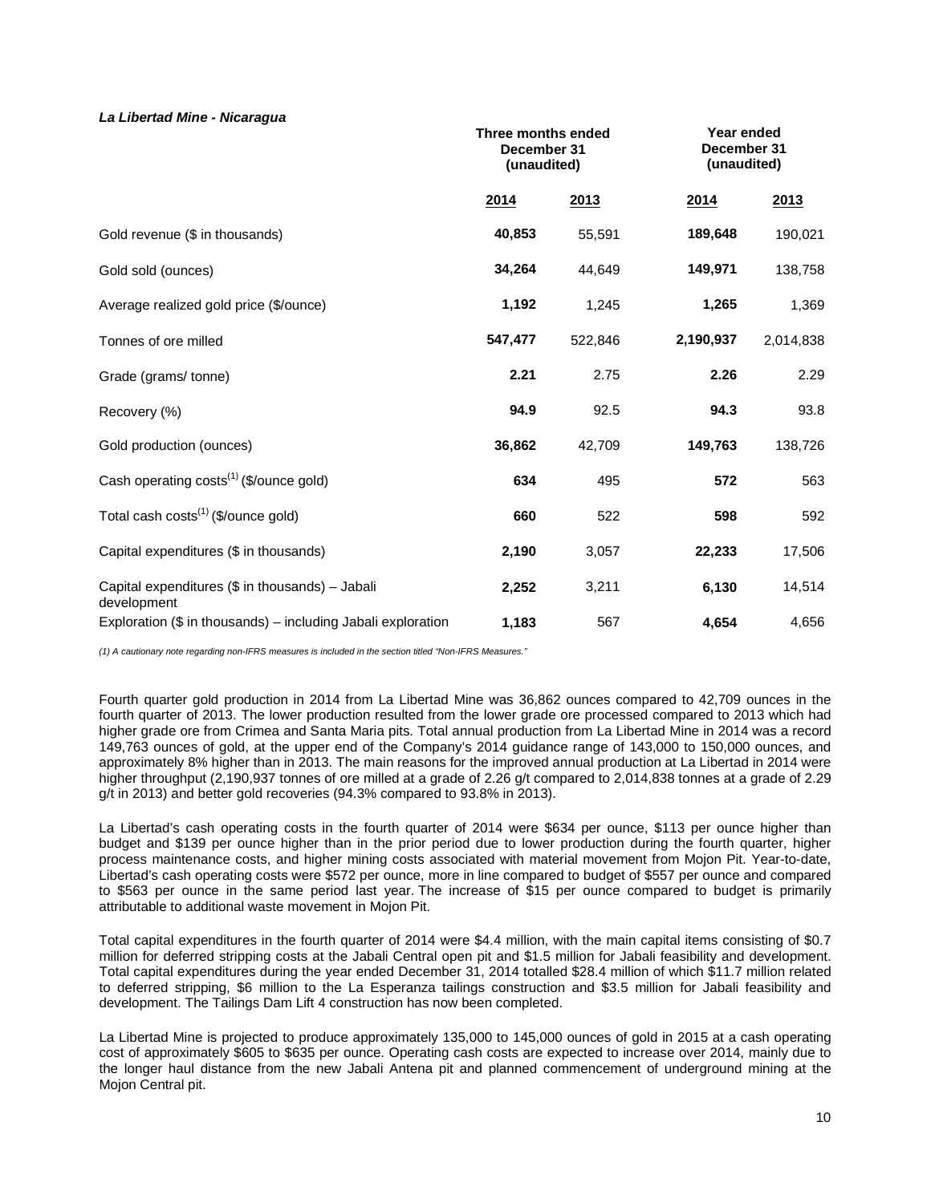***La Libertad Mine - Nicaragua***

| | Three months ended December 31 (unaudited) | | Year ended December 31 (unaudited) | |
|---|---|---|---|---|
| | **2014** | **2013** | **2014** | **2013** |
| Gold revenue ($ in thousands) | **40,853** | 55,591 | **189,648** | 190,021 |
| Gold sold (ounces) | **34,264** | 44,649 | **149,971** | 138,758 |
| Average realized gold price ($/ounce) | **1,192** | 1,245 | **1,265** | 1,369 |
| Tonnes of ore milled | **547,477** | 522,846 | **2,190,937** | 2,014,838 |
| Grade (grams/ tonne) | **2.21** | 2.75 | **2.26** | 2.29 |
| Recovery (%) | **94.9** | 92.5 | **94.3** | 93.8 |
| Gold production (ounces) | **36,862** | 42,709 | **149,763** | 138,726 |
| Cash operating costs[(1)] ($/ounce gold) | **634** | 495 | **572** | 563 |
| Total cash costs[(1)] ($/ounce gold) | **660** | 522 | **598** | 592 |
| Capital expenditures ($ in thousands) | **2,190** | 3,057 | **22,233** | 17,506 |
| Capital expenditures ($ in thousands) – Jabali development | **2,252** | 3,211 | **6,130** | 14,514 |
| Exploration ($ in thousands) – including Jabali exploration | **1,183** | 567 | **4,654** | 4,656 |

*(1) A cautionary note regarding non-IFRS measures is included in the section titled "Non-IFRS Measures."*

Fourth quarter gold production in 2014 from La Libertad Mine was 36,862 ounces compared to 42,709 ounces in the fourth quarter of 2013. The lower production resulted from the lower grade ore processed compared to 2013 which had higher grade ore from Crimea and Santa Maria pits. Total annual production from La Libertad Mine in 2014 was a record 149,763 ounces of gold, at the upper end of the Company's 2014 guidance range of 143,000 to 150,000 ounces, and approximately 8% higher than in 2013. The main reasons for the improved annual production at La Libertad in 2014 were higher throughput (2,190,937 tonnes of ore milled at a grade of 2.26 g/t compared to 2,014,838 tonnes at a grade of 2.29 g/t in 2013) and better gold recoveries (94.3% compared to 93.8% in 2013).

La Libertad's cash operating costs in the fourth quarter of 2014 were $634 per ounce, $113 per ounce higher than budget and $139 per ounce higher than in the prior period due to lower production during the fourth quarter, higher process maintenance costs, and higher mining costs associated with material movement from Mojon Pit. Year-to-date, Libertad's cash operating costs were $572 per ounce, more in line compared to budget of $557 per ounce and compared to $563 per ounce in the same period last year. The increase of $15 per ounce compared to budget is primarily attributable to additional waste movement in Mojon Pit.

Total capital expenditures in the fourth quarter of 2014 were $4.4 million, with the main capital items consisting of $0.7 million for deferred stripping costs at the Jabali Central open pit and $1.5 million for Jabali feasibility and development. Total capital expenditures during the year ended December 31, 2014 totalled $28.4 million of which $11.7 million related to deferred stripping, $6 million to the La Esperanza tailings construction and $3.5 million for Jabali feasibility and development. The Tailings Dam Lift 4 construction has now been completed.

La Libertad Mine is projected to produce approximately 135,000 to 145,000 ounces of gold in 2015 at a cash operating cost of approximately $605 to $635 per ounce. Operating cash costs are expected to increase over 2014, mainly due to the longer haul distance from the new Jabali Antena pit and planned commencement of underground mining at the Mojon Central pit.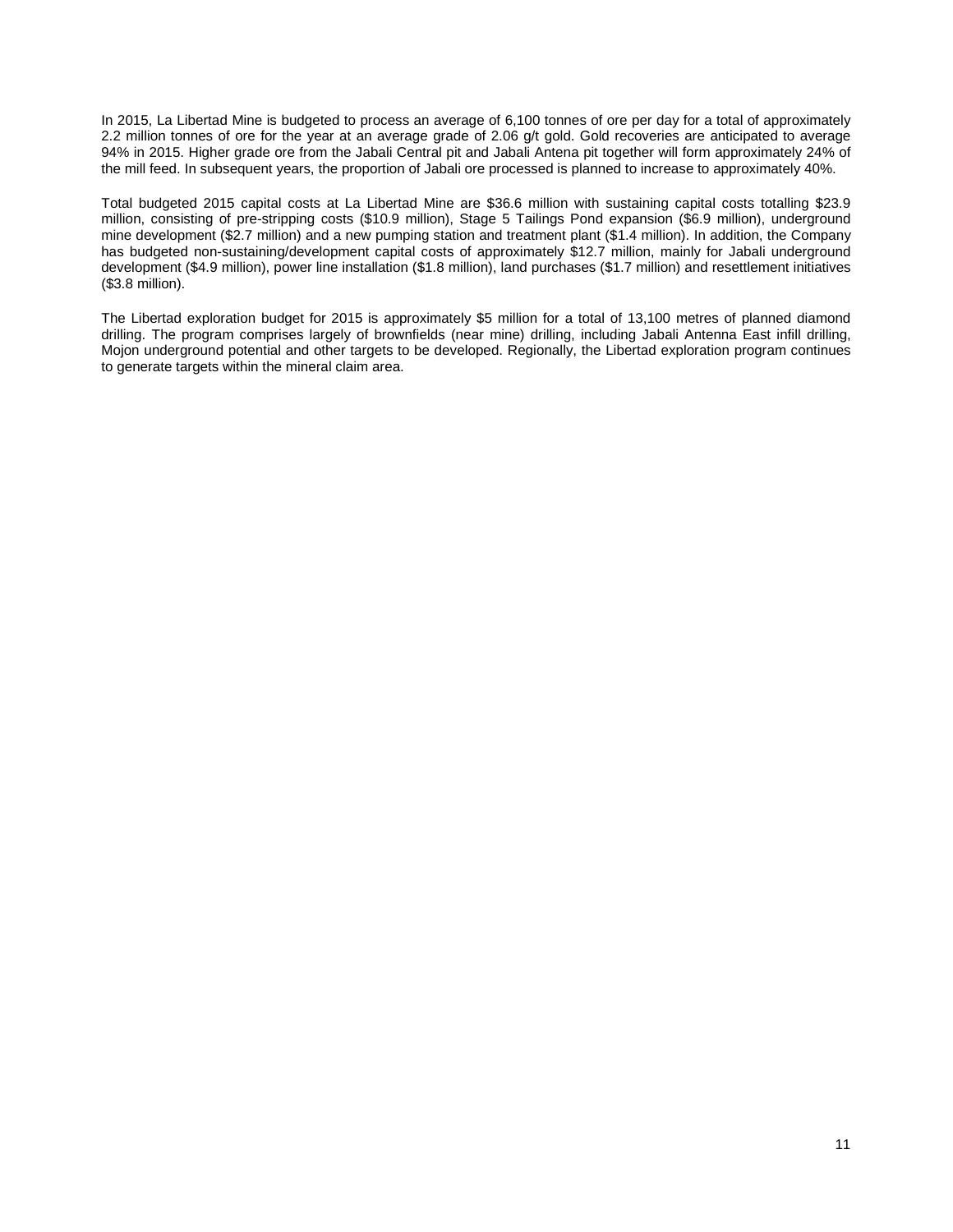In 2015, La Libertad Mine is budgeted to process an average of 6,100 tonnes of ore per day for a total of approximately 2.2 million tonnes of ore for the year at an average grade of 2.06 g/t gold. Gold recoveries are anticipated to average 94% in 2015. Higher grade ore from the Jabali Central pit and Jabali Antena pit together will form approximately 24% of the mill feed. In subsequent years, the proportion of Jabali ore processed is planned to increase to approximately 40%.

Total budgeted 2015 capital costs at La Libertad Mine are $36.6 million with sustaining capital costs totalling $23.9 million, consisting of pre-stripping costs ($10.9 million), Stage 5 Tailings Pond expansion ($6.9 million), underground mine development ($2.7 million) and a new pumping station and treatment plant ($1.4 million). In addition, the Company has budgeted non-sustaining/development capital costs of approximately $12.7 million, mainly for Jabali underground development ($4.9 million), power line installation ($1.8 million), land purchases ($1.7 million) and resettlement initiatives ($3.8 million).

The Libertad exploration budget for 2015 is approximately $5 million for a total of 13,100 metres of planned diamond drilling. The program comprises largely of brownfields (near mine) drilling, including Jabali Antenna East infill drilling, Mojon underground potential and other targets to be developed. Regionally, the Libertad exploration program continues to generate targets within the mineral claim area.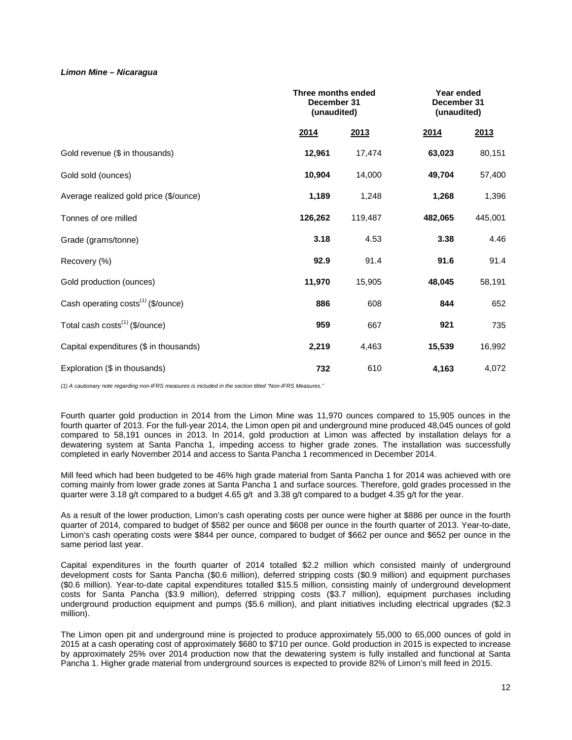***Limon Mine – Nicaragua***

| | Three months ended December 31 (unaudited) | | Year ended December 31 (unaudited) | |
|---|---|---|---|---|
| | 2014 | 2013 | 2014 | 2013 |
| Gold revenue ($ in thousands) | **12,961** | 17,474 | **63,023** | 80,151 |
| Gold sold (ounces) | **10,904** | 14,000 | **49,704** | 57,400 |
| Average realized gold price ($/ounce) | **1,189** | 1,248 | **1,268** | 1,396 |
| Tonnes of ore milled | **126,262** | 119,487 | **482,065** | 445,001 |
| Grade (grams/tonne) | **3.18** | 4.53 | **3.38** | 4.46 |
| Recovery (%) | **92.9** | 91.4 | **91.6** | 91.4 |
| Gold production (ounces) | **11,970** | 15,905 | **48,045** | 58,191 |
| Cash operating costs(1) ($/ounce) | **886** | 608 | **844** | 652 |
| Total cash costs(1) ($/ounce) | **959** | 667 | **921** | 735 |
| Capital expenditures ($ in thousands) | **2,219** | 4,463 | **15,539** | 16,992 |
| Exploration ($ in thousands) | **732** | 610 | **4,163** | 4,072 |

*(1) A cautionary note regarding non-IFRS measures is included in the section titled "Non-IFRS Measures."*

Fourth quarter gold production in 2014 from the Limon Mine was 11,970 ounces compared to 15,905 ounces in the fourth quarter of 2013. For the full-year 2014, the Limon open pit and underground mine produced 48,045 ounces of gold compared to 58,191 ounces in 2013. In 2014, gold production at Limon was affected by installation delays for a dewatering system at Santa Pancha 1, impeding access to higher grade zones. The installation was successfully completed in early November 2014 and access to Santa Pancha 1 recommenced in December 2014.

Mill feed which had been budgeted to be 46% high grade material from Santa Pancha 1 for 2014 was achieved with ore coming mainly from lower grade zones at Santa Pancha 1 and surface sources. Therefore, gold grades processed in the quarter were 3.18 g/t compared to a budget 4.65 g/t and 3.38 g/t compared to a budget 4.35 g/t for the year.

As a result of the lower production, Limon's cash operating costs per ounce were higher at $886 per ounce in the fourth quarter of 2014, compared to budget of $582 per ounce and $608 per ounce in the fourth quarter of 2013. Year-to-date, Limon's cash operating costs were $844 per ounce, compared to budget of $662 per ounce and $652 per ounce in the same period last year.

Capital expenditures in the fourth quarter of 2014 totalled $2.2 million which consisted mainly of underground development costs for Santa Pancha ($0.6 million), deferred stripping costs ($0.9 million) and equipment purchases ($0.6 million). Year-to-date capital expenditures totalled $15.5 million, consisting mainly of underground development costs for Santa Pancha ($3.9 million), deferred stripping costs ($3.7 million), equipment purchases including underground production equipment and pumps ($5.6 million), and plant initiatives including electrical upgrades ($2.3 million).

The Limon open pit and underground mine is projected to produce approximately 55,000 to 65,000 ounces of gold in 2015 at a cash operating cost of approximately $680 to $710 per ounce. Gold production in 2015 is expected to increase by approximately 25% over 2014 production now that the dewatering system is fully installed and functional at Santa Pancha 1. Higher grade material from underground sources is expected to provide 82% of Limon's mill feed in 2015.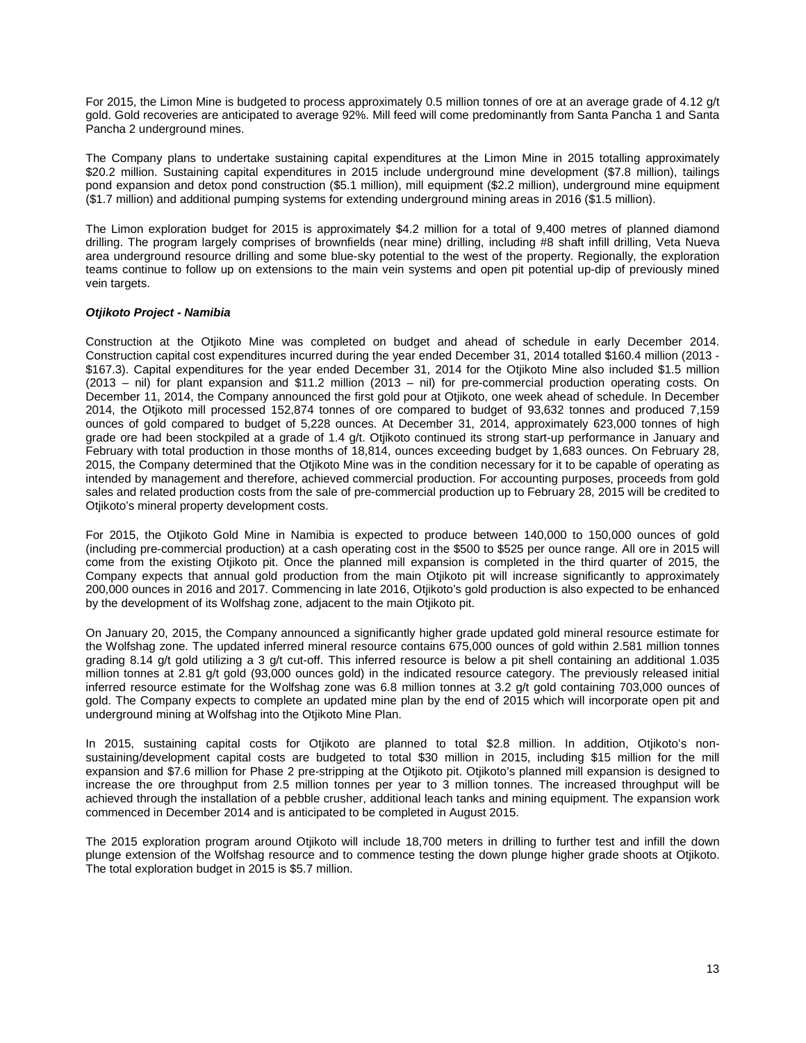For 2015, the Limon Mine is budgeted to process approximately 0.5 million tonnes of ore at an average grade of 4.12 g/t gold. Gold recoveries are anticipated to average 92%. Mill feed will come predominantly from Santa Pancha 1 and Santa Pancha 2 underground mines.

The Company plans to undertake sustaining capital expenditures at the Limon Mine in 2015 totalling approximately $20.2 million. Sustaining capital expenditures in 2015 include underground mine development ($7.8 million), tailings pond expansion and detox pond construction ($5.1 million), mill equipment ($2.2 million), underground mine equipment ($1.7 million) and additional pumping systems for extending underground mining areas in 2016 ($1.5 million).

The Limon exploration budget for 2015 is approximately $4.2 million for a total of 9,400 metres of planned diamond drilling. The program largely comprises of brownfields (near mine) drilling, including #8 shaft infill drilling, Veta Nueva area underground resource drilling and some blue-sky potential to the west of the property. Regionally, the exploration teams continue to follow up on extensions to the main vein systems and open pit potential up-dip of previously mined vein targets.

***Otjikoto Project - Namibia***

Construction at the Otjikoto Mine was completed on budget and ahead of schedule in early December 2014. Construction capital cost expenditures incurred during the year ended December 31, 2014 totalled $160.4 million (2013 - $167.3). Capital expenditures for the year ended December 31, 2014 for the Otjikoto Mine also included $1.5 million (2013 – nil) for plant expansion and $11.2 million (2013 – nil) for pre-commercial production operating costs. On December 11, 2014, the Company announced the first gold pour at Otjikoto, one week ahead of schedule. In December 2014, the Otjikoto mill processed 152,874 tonnes of ore compared to budget of 93,632 tonnes and produced 7,159 ounces of gold compared to budget of 5,228 ounces. At December 31, 2014, approximately 623,000 tonnes of high grade ore had been stockpiled at a grade of 1.4 g/t. Otjikoto continued its strong start-up performance in January and February with total production in those months of 18,814, ounces exceeding budget by 1,683 ounces. On February 28, 2015, the Company determined that the Otjikoto Mine was in the condition necessary for it to be capable of operating as intended by management and therefore, achieved commercial production. For accounting purposes, proceeds from gold sales and related production costs from the sale of pre-commercial production up to February 28, 2015 will be credited to Otjikoto's mineral property development costs.

For 2015, the Otjikoto Gold Mine in Namibia is expected to produce between 140,000 to 150,000 ounces of gold (including pre-commercial production) at a cash operating cost in the $500 to $525 per ounce range. All ore in 2015 will come from the existing Otjikoto pit. Once the planned mill expansion is completed in the third quarter of 2015, the Company expects that annual gold production from the main Otjikoto pit will increase significantly to approximately 200,000 ounces in 2016 and 2017. Commencing in late 2016, Otjikoto's gold production is also expected to be enhanced by the development of its Wolfshag zone, adjacent to the main Otjikoto pit.

On January 20, 2015, the Company announced a significantly higher grade updated gold mineral resource estimate for the Wolfshag zone. The updated inferred mineral resource contains 675,000 ounces of gold within 2.581 million tonnes grading 8.14 g/t gold utilizing a 3 g/t cut-off. This inferred resource is below a pit shell containing an additional 1.035 million tonnes at 2.81 g/t gold (93,000 ounces gold) in the indicated resource category. The previously released initial inferred resource estimate for the Wolfshag zone was 6.8 million tonnes at 3.2 g/t gold containing 703,000 ounces of gold. The Company expects to complete an updated mine plan by the end of 2015 which will incorporate open pit and underground mining at Wolfshag into the Otjikoto Mine Plan.

In 2015, sustaining capital costs for Otjikoto are planned to total $2.8 million. In addition, Otjikoto's non-sustaining/development capital costs are budgeted to total $30 million in 2015, including $15 million for the mill expansion and $7.6 million for Phase 2 pre-stripping at the Otjikoto pit. Otjikoto's planned mill expansion is designed to increase the ore throughput from 2.5 million tonnes per year to 3 million tonnes. The increased throughput will be achieved through the installation of a pebble crusher, additional leach tanks and mining equipment. The expansion work commenced in December 2014 and is anticipated to be completed in August 2015.

The 2015 exploration program around Otjikoto will include 18,700 meters in drilling to further test and infill the down plunge extension of the Wolfshag resource and to commence testing the down plunge higher grade shoots at Otjikoto. The total exploration budget in 2015 is $5.7 million.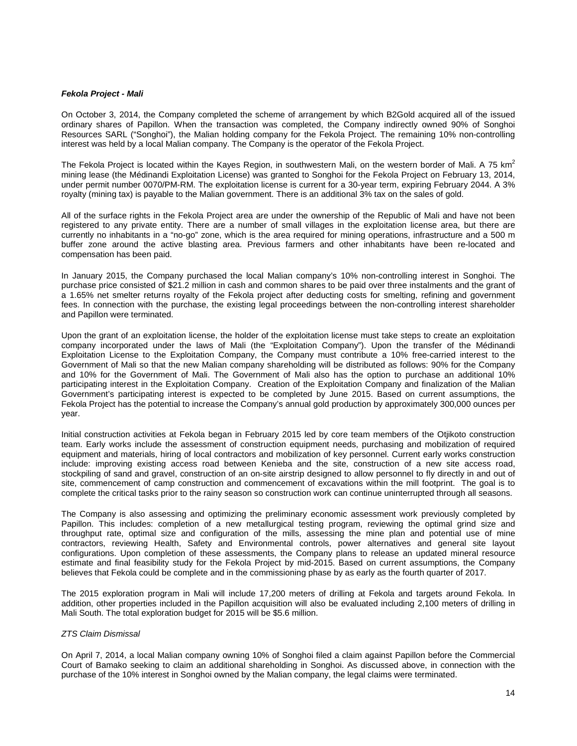***Fekola Project - Mali***

On October 3, 2014, the Company completed the scheme of arrangement by which B2Gold acquired all of the issued ordinary shares of Papillon. When the transaction was completed, the Company indirectly owned 90% of Songhoi Resources SARL ("Songhoi"), the Malian holding company for the Fekola Project. The remaining 10% non-controlling interest was held by a local Malian company. The Company is the operator of the Fekola Project.

The Fekola Project is located within the Kayes Region, in southwestern Mali, on the western border of Mali. A 75 $km^2$ mining lease (the Médinandi Exploitation License) was granted to Songhoi for the Fekola Project on February 13, 2014, under permit number 0070/PM-RM. The exploitation license is current for a 30-year term, expiring February 2044. A 3% royalty (mining tax) is payable to the Malian government. There is an additional 3% tax on the sales of gold.

All of the surface rights in the Fekola Project area are under the ownership of the Republic of Mali and have not been registered to any private entity. There are a number of small villages in the exploitation license area, but there are currently no inhabitants in a "no-go" zone, which is the area required for mining operations, infrastructure and a 500 m buffer zone around the active blasting area. Previous farmers and other inhabitants have been re-located and compensation has been paid.

In January 2015, the Company purchased the local Malian company's 10% non-controlling interest in Songhoi. The purchase price consisted of $21.2 million in cash and common shares to be paid over three instalments and the grant of a 1.65% net smelter returns royalty of the Fekola project after deducting costs for smelting, refining and government fees. In connection with the purchase, the existing legal proceedings between the non-controlling interest shareholder and Papillon were terminated.

Upon the grant of an exploitation license, the holder of the exploitation license must take steps to create an exploitation company incorporated under the laws of Mali (the "Exploitation Company"). Upon the transfer of the Médinandi Exploitation License to the Exploitation Company, the Company must contribute a 10% free-carried interest to the Government of Mali so that the new Malian company shareholding will be distributed as follows: 90% for the Company and 10% for the Government of Mali. The Government of Mali also has the option to purchase an additional 10% participating interest in the Exploitation Company. Creation of the Exploitation Company and finalization of the Malian Government's participating interest is expected to be completed by June 2015. Based on current assumptions, the Fekola Project has the potential to increase the Company's annual gold production by approximately 300,000 ounces per year.

Initial construction activities at Fekola began in February 2015 led by core team members of the Otjikoto construction team. Early works include the assessment of construction equipment needs, purchasing and mobilization of required equipment and materials, hiring of local contractors and mobilization of key personnel. Current early works construction include: improving existing access road between Kenieba and the site, construction of a new site access road, stockpiling of sand and gravel, construction of an on-site airstrip designed to allow personnel to fly directly in and out of site, commencement of camp construction and commencement of excavations within the mill footprint. The goal is to complete the critical tasks prior to the rainy season so construction work can continue uninterrupted through all seasons.

The Company is also assessing and optimizing the preliminary economic assessment work previously completed by Papillon. This includes: completion of a new metallurgical testing program, reviewing the optimal grind size and throughput rate, optimal size and configuration of the mills, assessing the mine plan and potential use of mine contractors, reviewing Health, Safety and Environmental controls, power alternatives and general site layout configurations. Upon completion of these assessments, the Company plans to release an updated mineral resource estimate and final feasibility study for the Fekola Project by mid-2015. Based on current assumptions, the Company believes that Fekola could be complete and in the commissioning phase by as early as the fourth quarter of 2017.

The 2015 exploration program in Mali will include 17,200 meters of drilling at Fekola and targets around Fekola. In addition, other properties included in the Papillon acquisition will also be evaluated including 2,100 meters of drilling in Mali South. The total exploration budget for 2015 will be $5.6 million.

*ZTS Claim Dismissal*

On April 7, 2014, a local Malian company owning 10% of Songhoi filed a claim against Papillon before the Commercial Court of Bamako seeking to claim an additional shareholding in Songhoi. As discussed above, in connection with the purchase of the 10% interest in Songhoi owned by the Malian company, the legal claims were terminated.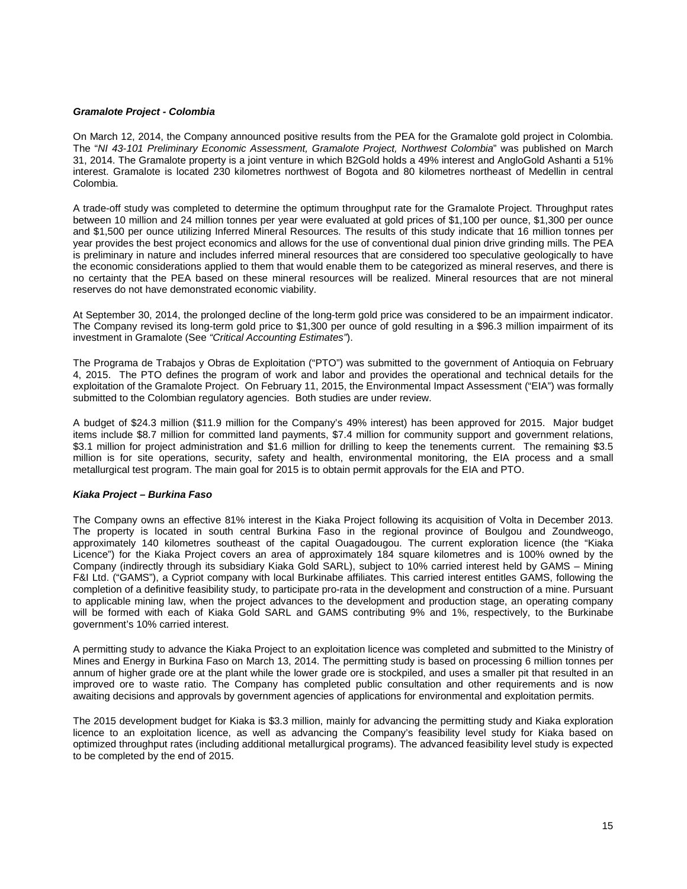***Gramalote Project - Colombia***

On March 12, 2014, the Company announced positive results from the PEA for the Gramalote gold project in Colombia. The "*NI 43-101 Preliminary Economic Assessment, Gramalote Project, Northwest Colombia*" was published on March 31, 2014. The Gramalote property is a joint venture in which B2Gold holds a 49% interest and AngloGold Ashanti a 51% interest. Gramalote is located 230 kilometres northwest of Bogota and 80 kilometres northeast of Medellin in central Colombia.

A trade-off study was completed to determine the optimum throughput rate for the Gramalote Project. Throughput rates between 10 million and 24 million tonnes per year were evaluated at gold prices of $1,100 per ounce, $1,300 per ounce and $1,500 per ounce utilizing Inferred Mineral Resources. The results of this study indicate that 16 million tonnes per year provides the best project economics and allows for the use of conventional dual pinion drive grinding mills. The PEA is preliminary in nature and includes inferred mineral resources that are considered too speculative geologically to have the economic considerations applied to them that would enable them to be categorized as mineral reserves, and there is no certainty that the PEA based on these mineral resources will be realized. Mineral resources that are not mineral reserves do not have demonstrated economic viability.

At September 30, 2014, the prolonged decline of the long-term gold price was considered to be an impairment indicator. The Company revised its long-term gold price to $1,300 per ounce of gold resulting in a $96.3 million impairment of its investment in Gramalote (See *"Critical Accounting Estimates"*).

The Programa de Trabajos y Obras de Exploitation ("PTO") was submitted to the government of Antioquia on February 4, 2015. The PTO defines the program of work and labor and provides the operational and technical details for the exploitation of the Gramalote Project. On February 11, 2015, the Environmental Impact Assessment ("EIA") was formally submitted to the Colombian regulatory agencies. Both studies are under review.

A budget of $24.3 million ($11.9 million for the Company's 49% interest) has been approved for 2015. Major budget items include $8.7 million for committed land payments, $7.4 million for community support and government relations, $3.1 million for project administration and $1.6 million for drilling to keep the tenements current. The remaining $3.5 million is for site operations, security, safety and health, environmental monitoring, the EIA process and a small metallurgical test program. The main goal for 2015 is to obtain permit approvals for the EIA and PTO.

***Kiaka Project – Burkina Faso***

The Company owns an effective 81% interest in the Kiaka Project following its acquisition of Volta in December 2013. The property is located in south central Burkina Faso in the regional province of Boulgou and Zoundweogo, approximately 140 kilometres southeast of the capital Ouagadougou. The current exploration licence (the "Kiaka Licence") for the Kiaka Project covers an area of approximately 184 square kilometres and is 100% owned by the Company (indirectly through its subsidiary Kiaka Gold SARL), subject to 10% carried interest held by GAMS – Mining F&I Ltd. ("GAMS"), a Cypriot company with local Burkinabe affiliates. This carried interest entitles GAMS, following the completion of a definitive feasibility study, to participate pro-rata in the development and construction of a mine. Pursuant to applicable mining law, when the project advances to the development and production stage, an operating company will be formed with each of Kiaka Gold SARL and GAMS contributing 9% and 1%, respectively, to the Burkinabe government's 10% carried interest.

A permitting study to advance the Kiaka Project to an exploitation licence was completed and submitted to the Ministry of Mines and Energy in Burkina Faso on March 13, 2014. The permitting study is based on processing 6 million tonnes per annum of higher grade ore at the plant while the lower grade ore is stockpiled, and uses a smaller pit that resulted in an improved ore to waste ratio. The Company has completed public consultation and other requirements and is now awaiting decisions and approvals by government agencies of applications for environmental and exploitation permits.

The 2015 development budget for Kiaka is $3.3 million, mainly for advancing the permitting study and Kiaka exploration licence to an exploitation licence, as well as advancing the Company's feasibility level study for Kiaka based on optimized throughput rates (including additional metallurgical programs). The advanced feasibility level study is expected to be completed by the end of 2015.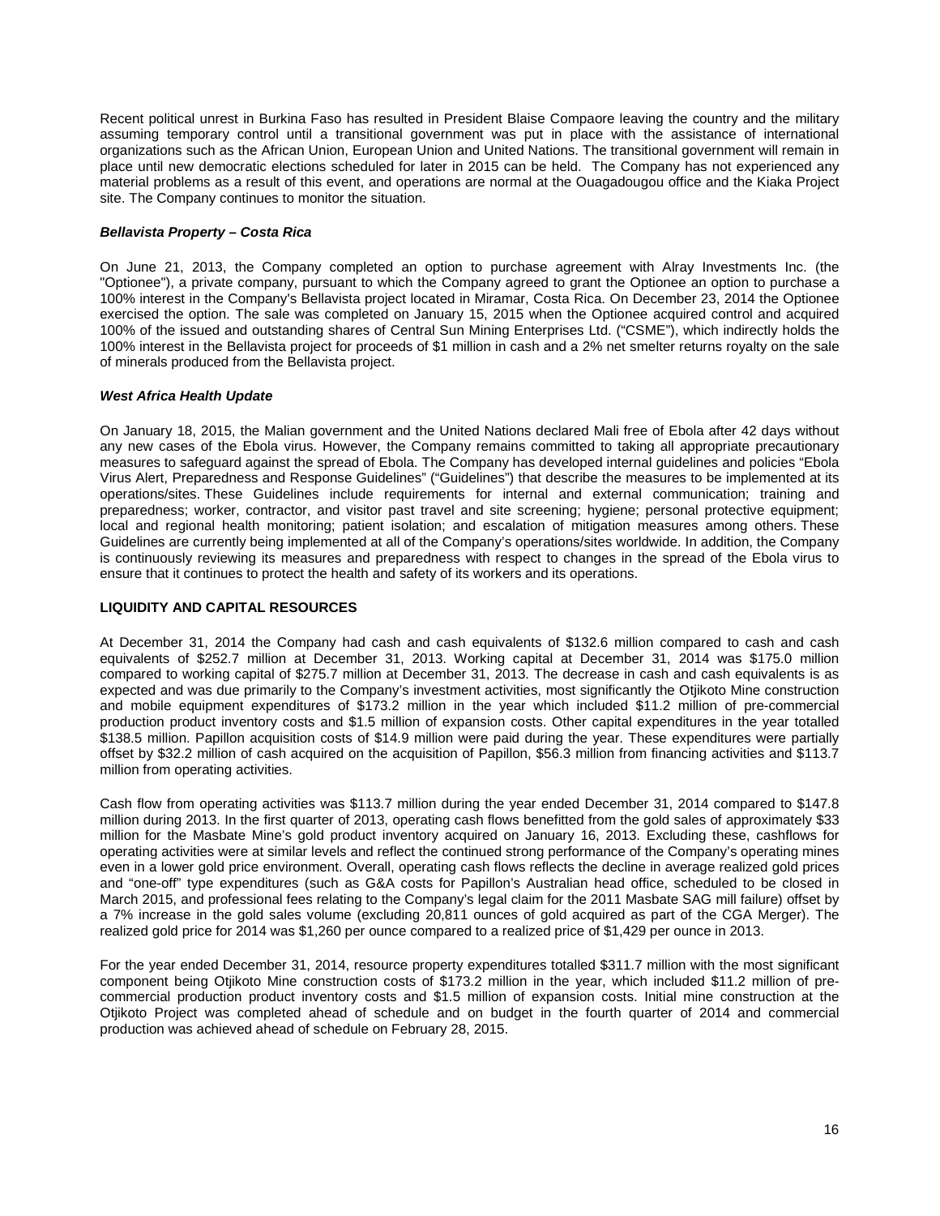Recent political unrest in Burkina Faso has resulted in President Blaise Compaore leaving the country and the military assuming temporary control until a transitional government was put in place with the assistance of international organizations such as the African Union, European Union and United Nations. The transitional government will remain in place until new democratic elections scheduled for later in 2015 can be held. The Company has not experienced any material problems as a result of this event, and operations are normal at the Ouagadougou office and the Kiaka Project site. The Company continues to monitor the situation.

***Bellavista Property – Costa Rica***

On June 21, 2013, the Company completed an option to purchase agreement with Alray Investments Inc. (the "Optionee"), a private company, pursuant to which the Company agreed to grant the Optionee an option to purchase a 100% interest in the Company's Bellavista project located in Miramar, Costa Rica. On December 23, 2014 the Optionee exercised the option. The sale was completed on January 15, 2015 when the Optionee acquired control and acquired 100% of the issued and outstanding shares of Central Sun Mining Enterprises Ltd. ("CSME"), which indirectly holds the 100% interest in the Bellavista project for proceeds of $1 million in cash and a 2% net smelter returns royalty on the sale of minerals produced from the Bellavista project.

***West Africa Health Update***

On January 18, 2015, the Malian government and the United Nations declared Mali free of Ebola after 42 days without any new cases of the Ebola virus. However, the Company remains committed to taking all appropriate precautionary measures to safeguard against the spread of Ebola. The Company has developed internal guidelines and policies "Ebola Virus Alert, Preparedness and Response Guidelines" ("Guidelines") that describe the measures to be implemented at its operations/sites. These Guidelines include requirements for internal and external communication; training and preparedness; worker, contractor, and visitor past travel and site screening; hygiene; personal protective equipment; local and regional health monitoring; patient isolation; and escalation of mitigation measures among others. These Guidelines are currently being implemented at all of the Company's operations/sites worldwide. In addition, the Company is continuously reviewing its measures and preparedness with respect to changes in the spread of the Ebola virus to ensure that it continues to protect the health and safety of its workers and its operations.

## LIQUIDITY AND CAPITAL RESOURCES

At December 31, 2014 the Company had cash and cash equivalents of $132.6 million compared to cash and cash equivalents of $252.7 million at December 31, 2013. Working capital at December 31, 2014 was $175.0 million compared to working capital of $275.7 million at December 31, 2013. The decrease in cash and cash equivalents is as expected and was due primarily to the Company's investment activities, most significantly the Otjikoto Mine construction and mobile equipment expenditures of $173.2 million in the year which included $11.2 million of pre-commercial production product inventory costs and $1.5 million of expansion costs. Other capital expenditures in the year totalled $138.5 million. Papillon acquisition costs of $14.9 million were paid during the year. These expenditures were partially offset by $32.2 million of cash acquired on the acquisition of Papillon, $56.3 million from financing activities and $113.7 million from operating activities.

Cash flow from operating activities was $113.7 million during the year ended December 31, 2014 compared to $147.8 million during 2013. In the first quarter of 2013, operating cash flows benefitted from the gold sales of approximately $33 million for the Masbate Mine's gold product inventory acquired on January 16, 2013. Excluding these, cashflows for operating activities were at similar levels and reflect the continued strong performance of the Company's operating mines even in a lower gold price environment. Overall, operating cash flows reflects the decline in average realized gold prices and "one-off" type expenditures (such as G&A costs for Papillon's Australian head office, scheduled to be closed in March 2015, and professional fees relating to the Company's legal claim for the 2011 Masbate SAG mill failure) offset by a 7% increase in the gold sales volume (excluding 20,811 ounces of gold acquired as part of the CGA Merger). The realized gold price for 2014 was $1,260 per ounce compared to a realized price of $1,429 per ounce in 2013.

For the year ended December 31, 2014, resource property expenditures totalled $311.7 million with the most significant component being Otjikoto Mine construction costs of $173.2 million in the year, which included $11.2 million of pre-commercial production product inventory costs and $1.5 million of expansion costs. Initial mine construction at the Otjikoto Project was completed ahead of schedule and on budget in the fourth quarter of 2014 and commercial production was achieved ahead of schedule on February 28, 2015.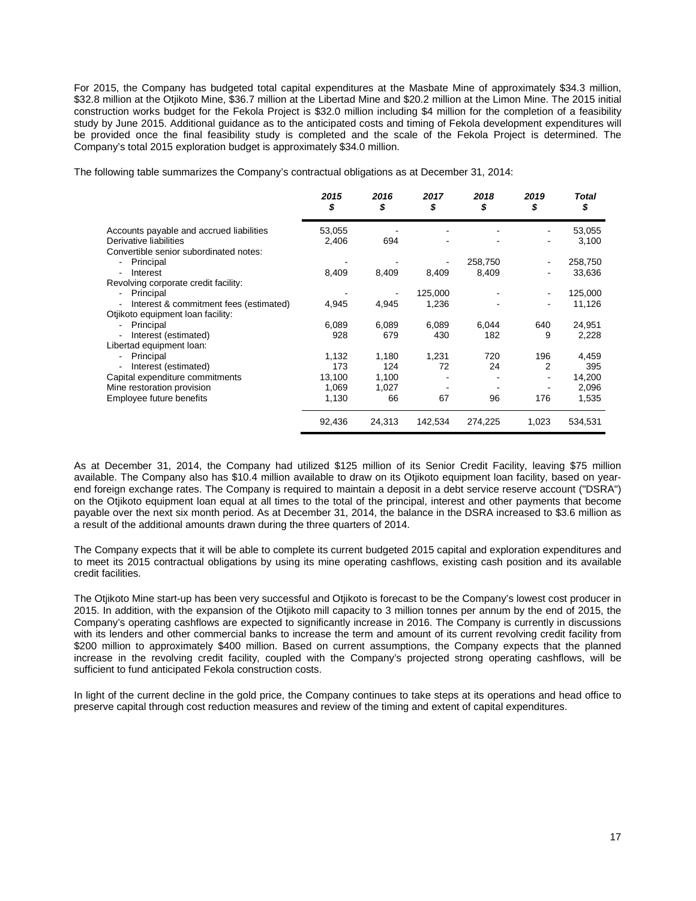For 2015, the Company has budgeted total capital expenditures at the Masbate Mine of approximately $34.3 million, $32.8 million at the Otjikoto Mine, $36.7 million at the Libertad Mine and $20.2 million at the Limon Mine. The 2015 initial construction works budget for the Fekola Project is $32.0 million including $4 million for the completion of a feasibility study by June 2015. Additional guidance as to the anticipated costs and timing of Fekola development expenditures will be provided once the final feasibility study is completed and the scale of the Fekola Project is determined. The Company's total 2015 exploration budget is approximately $34.0 million.

The following table summarizes the Company's contractual obligations as at December 31, 2014:

| | ***2015*** ***$*** | ***2016*** ***$*** | ***2017*** ***$*** | ***2018*** ***$*** | ***2019*** ***$*** | ***Total*** ***$*** |
|---|---|---|---|---|---|---|
| Accounts payable and accrued liabilities | 53,055 | - | - | - | - | 53,055 |
| Derivative liabilities | 2,406 | 694 | - | - | - | 3,100 |
| Convertible senior subordinated notes: | | | | | | |
| - Principal | - | - | - | 258,750 | - | 258,750 |
| - Interest | 8,409 | 8,409 | 8,409 | 8,409 | - | 33,636 |
| Revolving corporate credit facility: | | | | | | |
| - Principal | - | - | 125,000 | - | - | 125,000 |
| - Interest & commitment fees (estimated) | 4,945 | 4,945 | 1,236 | - | - | 11,126 |
| Otjikoto equipment loan facility: | | | | | | |
| - Principal | 6,089 | 6,089 | 6,089 | 6,044 | 640 | 24,951 |
| - Interest (estimated) | 928 | 679 | 430 | 182 | 9 | 2,228 |
| Libertad equipment loan: | | | | | | |
| - Principal | 1,132 | 1,180 | 1,231 | 720 | 196 | 4,459 |
| - Interest (estimated) | 173 | 124 | 72 | 24 | 2 | 395 |
| Capital expenditure commitments | 13,100 | 1,100 | - | - | - | 14,200 |
| Mine restoration provision | 1,069 | 1,027 | - | - | - | 2,096 |
| Employee future benefits | 1,130 | 66 | 67 | 96 | 176 | 1,535 |
| | 92,436 | 24,313 | 142,534 | 274,225 | 1,023 | 534,531 |

As at December 31, 2014, the Company had utilized $125 million of its Senior Credit Facility, leaving $75 million available. The Company also has $10.4 million available to draw on its Otjikoto equipment loan facility, based on year-end foreign exchange rates. The Company is required to maintain a deposit in a debt service reserve account ("DSRA") on the Otjikoto equipment loan equal at all times to the total of the principal, interest and other payments that become payable over the next six month period. As at December 31, 2014, the balance in the DSRA increased to $3.6 million as a result of the additional amounts drawn during the three quarters of 2014.

The Company expects that it will be able to complete its current budgeted 2015 capital and exploration expenditures and to meet its 2015 contractual obligations by using its mine operating cashflows, existing cash position and its available credit facilities.

The Otjikoto Mine start-up has been very successful and Otjikoto is forecast to be the Company's lowest cost producer in 2015. In addition, with the expansion of the Otjikoto mill capacity to 3 million tonnes per annum by the end of 2015, the Company's operating cashflows are expected to significantly increase in 2016. The Company is currently in discussions with its lenders and other commercial banks to increase the term and amount of its current revolving credit facility from $200 million to approximately $400 million. Based on current assumptions, the Company expects that the planned increase in the revolving credit facility, coupled with the Company's projected strong operating cashflows, will be sufficient to fund anticipated Fekola construction costs.

In light of the current decline in the gold price, the Company continues to take steps at its operations and head office to preserve capital through cost reduction measures and review of the timing and extent of capital expenditures.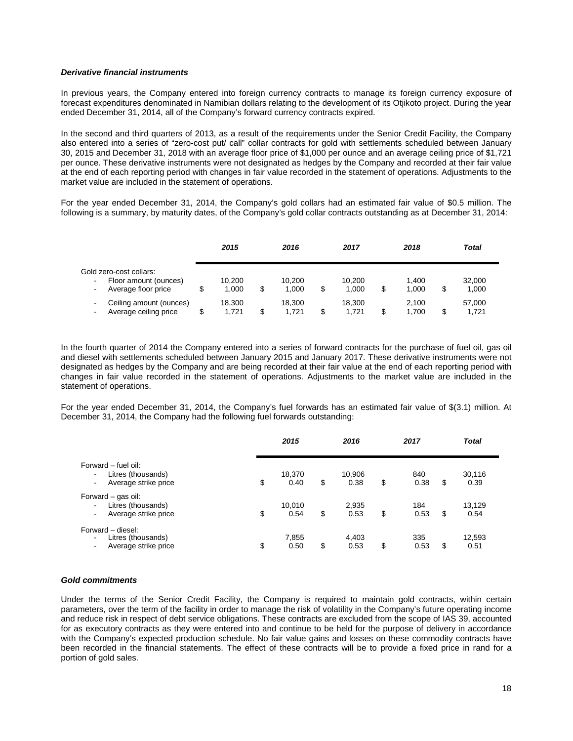***Derivative financial instruments***

In previous years, the Company entered into foreign currency contracts to manage its foreign currency exposure of forecast expenditures denominated in Namibian dollars relating to the development of its Otjikoto project. During the year ended December 31, 2014, all of the Company's forward currency contracts expired.

In the second and third quarters of 2013, as a result of the requirements under the Senior Credit Facility, the Company also entered into a series of "zero-cost put/ call" collar contracts for gold with settlements scheduled between January 30, 2015 and December 31, 2018 with an average floor price of $1,000 per ounce and an average ceiling price of $1,721 per ounce. These derivative instruments were not designated as hedges by the Company and recorded at their fair value at the end of each reporting period with changes in fair value recorded in the statement of operations. Adjustments to the market value are included in the statement of operations.

For the year ended December 31, 2014, the Company's gold collars had an estimated fair value of $0.5 million. The following is a summary, by maturity dates, of the Company's gold collar contracts outstanding as at December 31, 2014:

| | *2015* | *2016* | *2017* | *2018* | *Total* |
|---|---|---|---|---|---|
| Gold zero-cost collars: | | | | | |
| - Floor amount (ounces) | 10,200 | 10,200 | 10,200 | 1,400 | 32,000 |
| - Average floor price | $ 1,000 | $ 1,000 | $ 1,000 | $ 1,000 | $ 1,000 |
| - Ceiling amount (ounces) | 18,300 | 18,300 | 18,300 | 2,100 | 57,000 |
| - Average ceiling price | $ 1,721 | $ 1,721 | $ 1,721 | $ 1,700 | $ 1,721 |

In the fourth quarter of 2014 the Company entered into a series of forward contracts for the purchase of fuel oil, gas oil and diesel with settlements scheduled between January 2015 and January 2017. These derivative instruments were not designated as hedges by the Company and are being recorded at their fair value at the end of each reporting period with changes in fair value recorded in the statement of operations. Adjustments to the market value are included in the statement of operations.

For the year ended December 31, 2014, the Company's fuel forwards has an estimated fair value of $(3.1) million. At December 31, 2014, the Company had the following fuel forwards outstanding:

| | *2015* | *2016* | *2017* | *Total* |
|---|---|---|---|---|
| Forward – fuel oil: | | | | |
| - Litres (thousands) | 18,370 | 10,906 | 840 | 30,116 |
| - Average strike price | $ 0.40 | $ 0.38 | $ 0.38 | $ 0.39 |
| Forward – gas oil: | | | | |
| - Litres (thousands) | 10,010 | 2,935 | 184 | 13,129 |
| - Average strike price | $ 0.54 | $ 0.53 | $ 0.53 | $ 0.54 |
| Forward – diesel: | | | | |
| - Litres (thousands) | 7,855 | 4,403 | 335 | 12,593 |
| - Average strike price | $ 0.50 | $ 0.53 | $ 0.53 | $ 0.51 |

***Gold commitments***

Under the terms of the Senior Credit Facility, the Company is required to maintain gold contracts, within certain parameters, over the term of the facility in order to manage the risk of volatility in the Company's future operating income and reduce risk in respect of debt service obligations. These contracts are excluded from the scope of IAS 39, accounted for as executory contracts as they were entered into and continue to be held for the purpose of delivery in accordance with the Company's expected production schedule. No fair value gains and losses on these commodity contracts have been recorded in the financial statements. The effect of these contracts will be to provide a fixed price in rand for a portion of gold sales.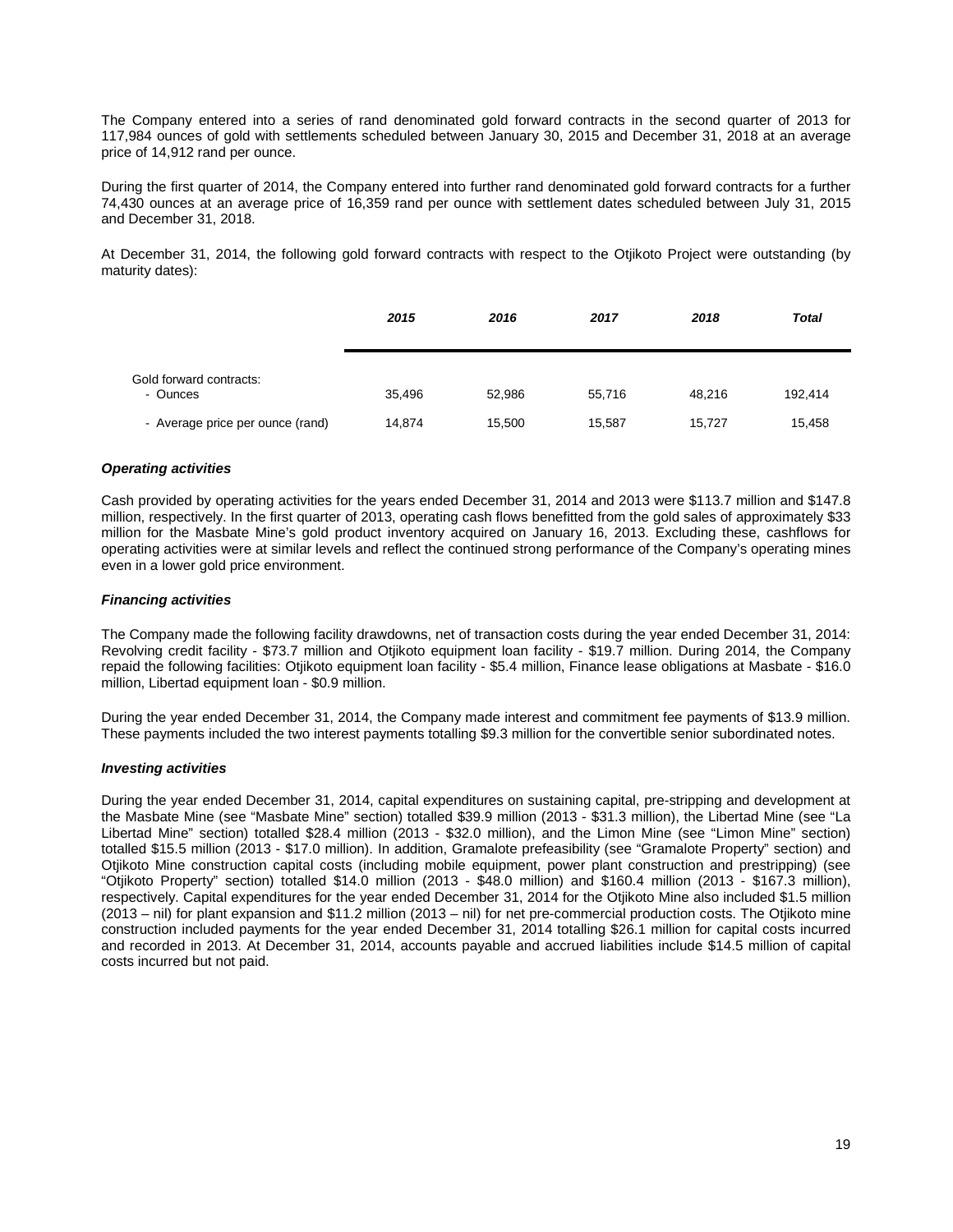The Company entered into a series of rand denominated gold forward contracts in the second quarter of 2013 for 117,984 ounces of gold with settlements scheduled between January 30, 2015 and December 31, 2018 at an average price of 14,912 rand per ounce.

During the first quarter of 2014, the Company entered into further rand denominated gold forward contracts for a further 74,430 ounces at an average price of 16,359 rand per ounce with settlement dates scheduled between July 31, 2015 and December 31, 2018.

At December 31, 2014, the following gold forward contracts with respect to the Otjikoto Project were outstanding (by maturity dates):

| | ***2015*** | ***2016*** | ***2017*** | ***2018*** | ***Total*** |
|---|---|---|---|---|---|
| Gold forward contracts: | | | | | |
| - Ounces | 35,496 | 52,986 | 55,716 | 48,216 | 192,414 |
| - Average price per ounce (rand) | 14,874 | 15,500 | 15,587 | 15,727 | 15,458 |

***Operating activities***

Cash provided by operating activities for the years ended December 31, 2014 and 2013 were $113.7 million and $147.8 million, respectively. In the first quarter of 2013, operating cash flows benefitted from the gold sales of approximately $33 million for the Masbate Mine's gold product inventory acquired on January 16, 2013. Excluding these, cashflows for operating activities were at similar levels and reflect the continued strong performance of the Company's operating mines even in a lower gold price environment.

***Financing activities***

The Company made the following facility drawdowns, net of transaction costs during the year ended December 31, 2014: Revolving credit facility - $73.7 million and Otjikoto equipment loan facility - $19.7 million. During 2014, the Company repaid the following facilities: Otjikoto equipment loan facility - $5.4 million, Finance lease obligations at Masbate - $16.0 million, Libertad equipment loan - $0.9 million.

During the year ended December 31, 2014, the Company made interest and commitment fee payments of $13.9 million. These payments included the two interest payments totalling $9.3 million for the convertible senior subordinated notes.

***Investing activities***

During the year ended December 31, 2014, capital expenditures on sustaining capital, pre-stripping and development at the Masbate Mine (see "Masbate Mine" section) totalled $39.9 million (2013 - $31.3 million), the Libertad Mine (see "La Libertad Mine" section) totalled $28.4 million (2013 - $32.0 million), and the Limon Mine (see "Limon Mine" section) totalled $15.5 million (2013 - $17.0 million). In addition, Gramalote prefeasibility (see "Gramalote Property" section) and Otjikoto Mine construction capital costs (including mobile equipment, power plant construction and prestripping) (see "Otjikoto Property" section) totalled $14.0 million (2013 - $48.0 million) and $160.4 million (2013 - $167.3 million), respectively. Capital expenditures for the year ended December 31, 2014 for the Otjikoto Mine also included $1.5 million (2013 – nil) for plant expansion and $11.2 million (2013 – nil) for net pre-commercial production costs. The Otjikoto mine construction included payments for the year ended December 31, 2014 totalling $26.1 million for capital costs incurred and recorded in 2013. At December 31, 2014, accounts payable and accrued liabilities include $14.5 million of capital costs incurred but not paid.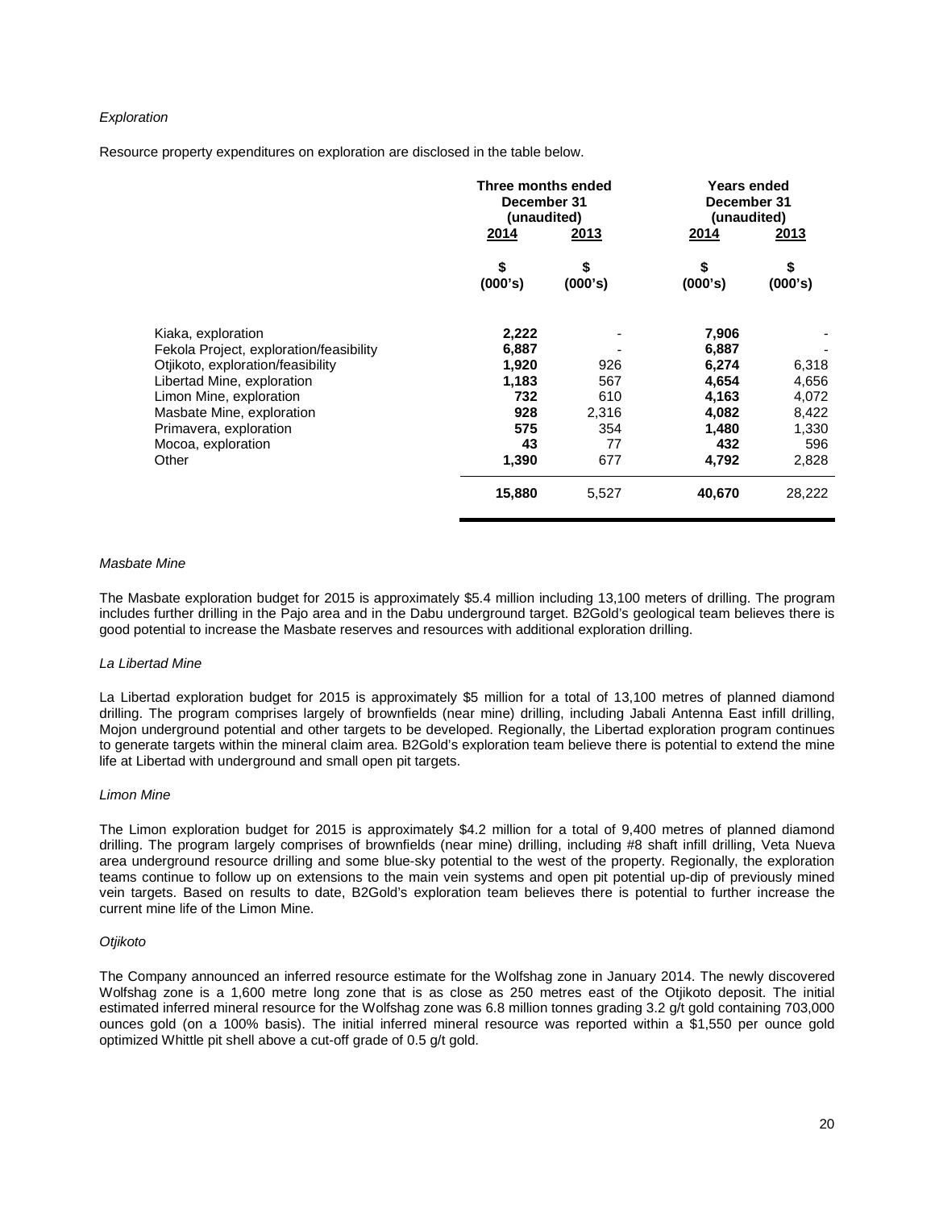*Exploration*

Resource property expenditures on exploration are disclosed in the table below.

| | Three months ended December 31 (unaudited) | | Years ended December 31 (unaudited) | |
|---|---|---|---|---|
| | **2014** | **2013** | **2014** | **2013** |
| | **\$ (000's)** | **\$ (000's)** | **\$ (000's)** | **\$ (000's)** |
| Kiaka, exploration | **2,222** | - | **7,906** | - |
| Fekola Project, exploration/feasibility | **6,887** | - | **6,887** | - |
| Otjikoto, exploration/feasibility | **1,920** | 926 | **6,274** | 6,318 |
| Libertad Mine, exploration | **1,183** | 567 | **4,654** | 4,656 |
| Limon Mine, exploration | **732** | 610 | **4,163** | 4,072 |
| Masbate Mine, exploration | **928** | 2,316 | **4,082** | 8,422 |
| Primavera, exploration | **575** | 354 | **1,480** | 1,330 |
| Mocoa, exploration | **43** | 77 | **432** | 596 |
| Other | **1,390** | 677 | **4,792** | 2,828 |
| | **15,880** | 5,527 | **40,670** | 28,222 |

*Masbate Mine*

The Masbate exploration budget for 2015 is approximately \$5.4 million including 13,100 meters of drilling. The program includes further drilling in the Pajo area and in the Dabu underground target. B2Gold's geological team believes there is good potential to increase the Masbate reserves and resources with additional exploration drilling.

*La Libertad Mine*

La Libertad exploration budget for 2015 is approximately \$5 million for a total of 13,100 metres of planned diamond drilling. The program comprises largely of brownfields (near mine) drilling, including Jabali Antenna East infill drilling, Mojon underground potential and other targets to be developed. Regionally, the Libertad exploration program continues to generate targets within the mineral claim area. B2Gold's exploration team believe there is potential to extend the mine life at Libertad with underground and small open pit targets.

*Limon Mine*

The Limon exploration budget for 2015 is approximately \$4.2 million for a total of 9,400 metres of planned diamond drilling. The program largely comprises of brownfields (near mine) drilling, including #8 shaft infill drilling, Veta Nueva area underground resource drilling and some blue-sky potential to the west of the property. Regionally, the exploration teams continue to follow up on extensions to the main vein systems and open pit potential up-dip of previously mined vein targets. Based on results to date, B2Gold's exploration team believes there is potential to further increase the current mine life of the Limon Mine.

*Otjikoto*

The Company announced an inferred resource estimate for the Wolfshag zone in January 2014. The newly discovered Wolfshag zone is a 1,600 metre long zone that is as close as 250 metres east of the Otjikoto deposit. The initial estimated inferred mineral resource for the Wolfshag zone was 6.8 million tonnes grading 3.2 g/t gold containing 703,000 ounces gold (on a 100% basis). The initial inferred mineral resource was reported within a \$1,550 per ounce gold optimized Whittle pit shell above a cut-off grade of 0.5 g/t gold.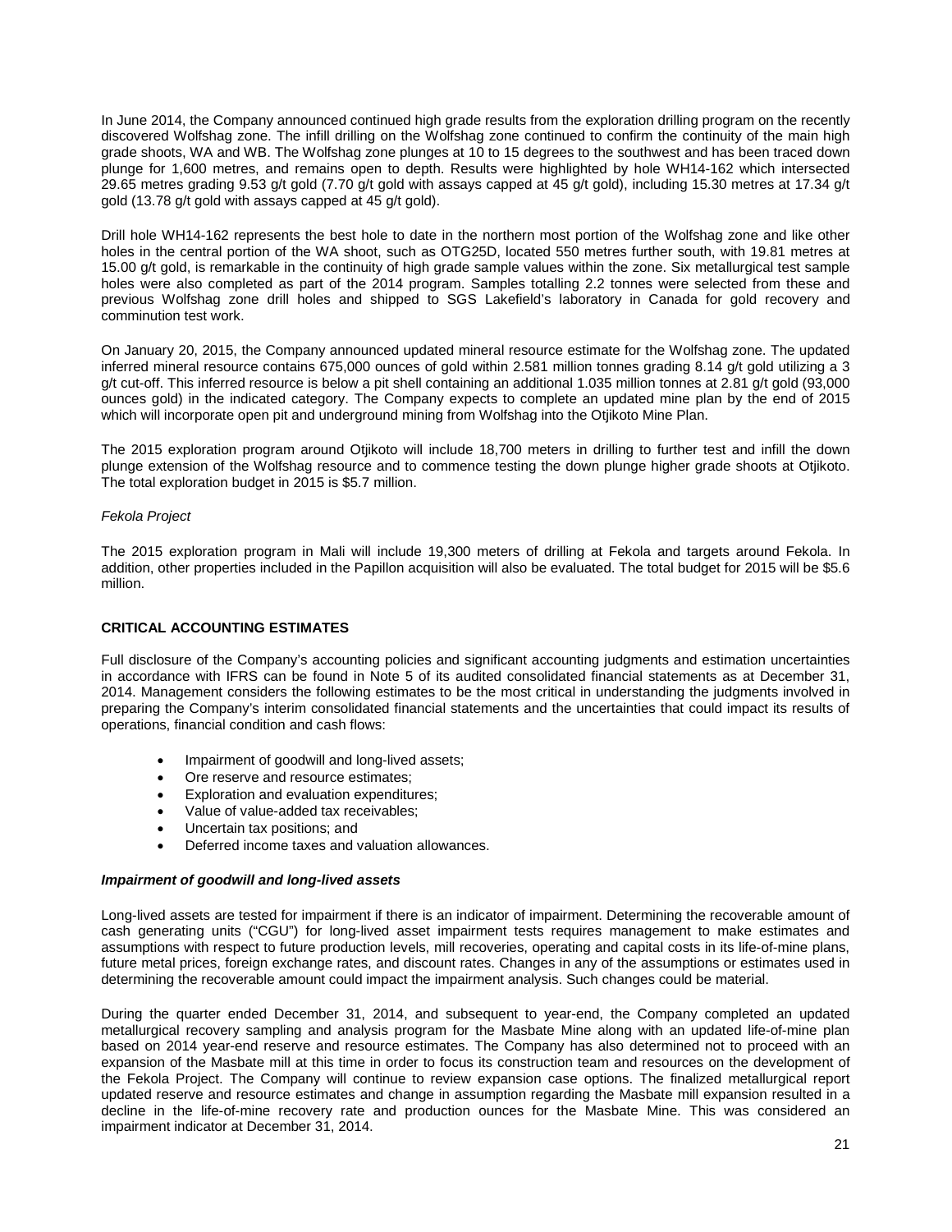In June 2014, the Company announced continued high grade results from the exploration drilling program on the recently discovered Wolfshag zone. The infill drilling on the Wolfshag zone continued to confirm the continuity of the main high grade shoots, WA and WB. The Wolfshag zone plunges at 10 to 15 degrees to the southwest and has been traced down plunge for 1,600 metres, and remains open to depth. Results were highlighted by hole WH14-162 which intersected 29.65 metres grading 9.53 g/t gold (7.70 g/t gold with assays capped at 45 g/t gold), including 15.30 metres at 17.34 g/t gold (13.78 g/t gold with assays capped at 45 g/t gold).

Drill hole WH14-162 represents the best hole to date in the northern most portion of the Wolfshag zone and like other holes in the central portion of the WA shoot, such as OTG25D, located 550 metres further south, with 19.81 metres at 15.00 g/t gold, is remarkable in the continuity of high grade sample values within the zone. Six metallurgical test sample holes were also completed as part of the 2014 program. Samples totalling 2.2 tonnes were selected from these and previous Wolfshag zone drill holes and shipped to SGS Lakefield's laboratory in Canada for gold recovery and comminution test work.

On January 20, 2015, the Company announced updated mineral resource estimate for the Wolfshag zone. The updated inferred mineral resource contains 675,000 ounces of gold within 2.581 million tonnes grading 8.14 g/t gold utilizing a 3 g/t cut-off. This inferred resource is below a pit shell containing an additional 1.035 million tonnes at 2.81 g/t gold (93,000 ounces gold) in the indicated category. The Company expects to complete an updated mine plan by the end of 2015 which will incorporate open pit and underground mining from Wolfshag into the Otjikoto Mine Plan.

The 2015 exploration program around Otjikoto will include 18,700 meters in drilling to further test and infill the down plunge extension of the Wolfshag resource and to commence testing the down plunge higher grade shoots at Otjikoto. The total exploration budget in 2015 is $5.7 million.

*Fekola Project*

The 2015 exploration program in Mali will include 19,300 meters of drilling at Fekola and targets around Fekola. In addition, other properties included in the Papillon acquisition will also be evaluated. The total budget for 2015 will be $5.6 million.

## CRITICAL ACCOUNTING ESTIMATES

Full disclosure of the Company's accounting policies and significant accounting judgments and estimation uncertainties in accordance with IFRS can be found in Note 5 of its audited consolidated financial statements as at December 31, 2014. Management considers the following estimates to be the most critical in understanding the judgments involved in preparing the Company's interim consolidated financial statements and the uncertainties that could impact its results of operations, financial condition and cash flows:

- Impairment of goodwill and long-lived assets;
- Ore reserve and resource estimates;
- Exploration and evaluation expenditures;
- Value of value-added tax receivables;
- Uncertain tax positions; and
- Deferred income taxes and valuation allowances.

***Impairment of goodwill and long-lived assets***

Long-lived assets are tested for impairment if there is an indicator of impairment. Determining the recoverable amount of cash generating units ("CGU") for long-lived asset impairment tests requires management to make estimates and assumptions with respect to future production levels, mill recoveries, operating and capital costs in its life-of-mine plans, future metal prices, foreign exchange rates, and discount rates. Changes in any of the assumptions or estimates used in determining the recoverable amount could impact the impairment analysis. Such changes could be material.

During the quarter ended December 31, 2014, and subsequent to year-end, the Company completed an updated metallurgical recovery sampling and analysis program for the Masbate Mine along with an updated life-of-mine plan based on 2014 year-end reserve and resource estimates. The Company has also determined not to proceed with an expansion of the Masbate mill at this time in order to focus its construction team and resources on the development of the Fekola Project. The Company will continue to review expansion case options. The finalized metallurgical report updated reserve and resource estimates and change in assumption regarding the Masbate mill expansion resulted in a decline in the life-of-mine recovery rate and production ounces for the Masbate Mine. This was considered an impairment indicator at December 31, 2014.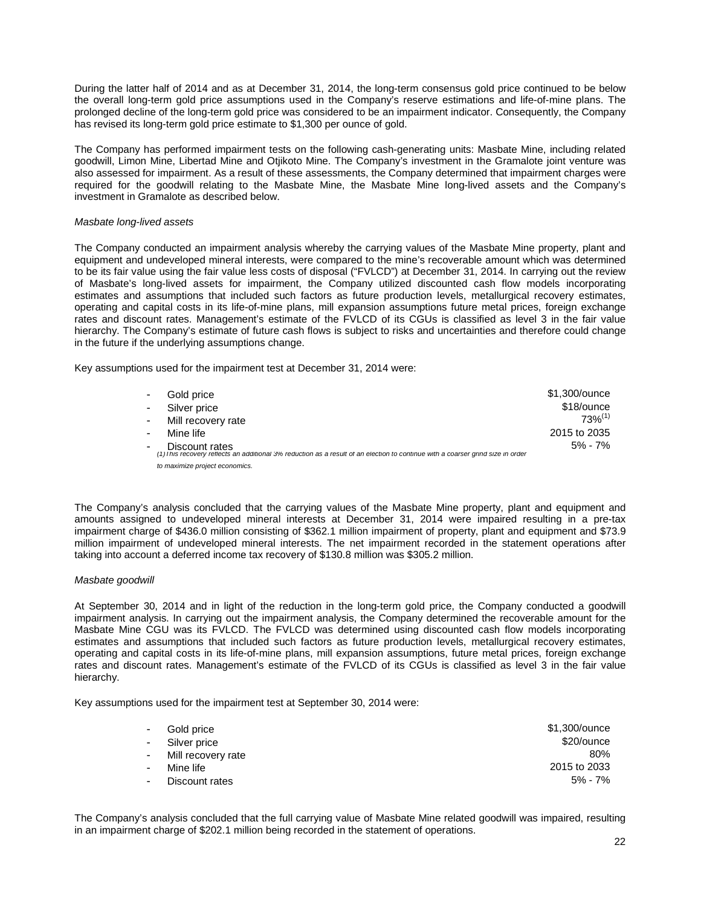During the latter half of 2014 and as at December 31, 2014, the long-term consensus gold price continued to be below the overall long-term gold price assumptions used in the Company's reserve estimations and life-of-mine plans. The prolonged decline of the long-term gold price was considered to be an impairment indicator. Consequently, the Company has revised its long-term gold price estimate to $1,300 per ounce of gold.

The Company has performed impairment tests on the following cash-generating units: Masbate Mine, including related goodwill, Limon Mine, Libertad Mine and Otjikoto Mine. The Company's investment in the Gramalote joint venture was also assessed for impairment. As a result of these assessments, the Company determined that impairment charges were required for the goodwill relating to the Masbate Mine, the Masbate Mine long-lived assets and the Company's investment in Gramalote as described below.

*Masbate long-lived assets*

The Company conducted an impairment analysis whereby the carrying values of the Masbate Mine property, plant and equipment and undeveloped mineral interests, were compared to the mine's recoverable amount which was determined to be its fair value using the fair value less costs of disposal ("FVLCD") at December 31, 2014. In carrying out the review of Masbate's long-lived assets for impairment, the Company utilized discounted cash flow models incorporating estimates and assumptions that included such factors as future production levels, metallurgical recovery estimates, operating and capital costs in its life-of-mine plans, mill expansion assumptions future metal prices, foreign exchange rates and discount rates. Management's estimate of the FVLCD of its CGUs is classified as level 3 in the fair value hierarchy. The Company's estimate of future cash flows is subject to risks and uncertainties and therefore could change in the future if the underlying assumptions change.

Key assumptions used for the impairment test at December 31, 2014 were:

| | |
|---|---|
| - Gold price | $1,300/ounce |
| - Silver price | $18/ounce |
| - Mill recovery rate | 73%[(1)] |
| - Mine life | 2015 to 2035 |
| - Discount rates | 5% - 7% |

*(1) This recovery reflects an additional 3% reduction as a result of an election to continue with a coarser grind size in order to maximize project economics.*

The Company's analysis concluded that the carrying values of the Masbate Mine property, plant and equipment and amounts assigned to undeveloped mineral interests at December 31, 2014 were impaired resulting in a pre-tax impairment charge of $436.0 million consisting of $362.1 million impairment of property, plant and equipment and $73.9 million impairment of undeveloped mineral interests. The net impairment recorded in the statement operations after taking into account a deferred income tax recovery of $130.8 million was $305.2 million.

*Masbate goodwill*

At September 30, 2014 and in light of the reduction in the long-term gold price, the Company conducted a goodwill impairment analysis. In carrying out the impairment analysis, the Company determined the recoverable amount for the Masbate Mine CGU was its FVLCD. The FVLCD was determined using discounted cash flow models incorporating estimates and assumptions that included such factors as future production levels, metallurgical recovery estimates, operating and capital costs in its life-of-mine plans, mill expansion assumptions, future metal prices, foreign exchange rates and discount rates. Management's estimate of the FVLCD of its CGUs is classified as level 3 in the fair value hierarchy.

Key assumptions used for the impairment test at September 30, 2014 were:

| | |
|---|---|
| - Gold price | $1,300/ounce |
| - Silver price | $20/ounce |
| - Mill recovery rate | 80% |
| - Mine life | 2015 to 2033 |
| - Discount rates | 5% - 7% |

The Company's analysis concluded that the full carrying value of Masbate Mine related goodwill was impaired, resulting in an impairment charge of $202.1 million being recorded in the statement of operations.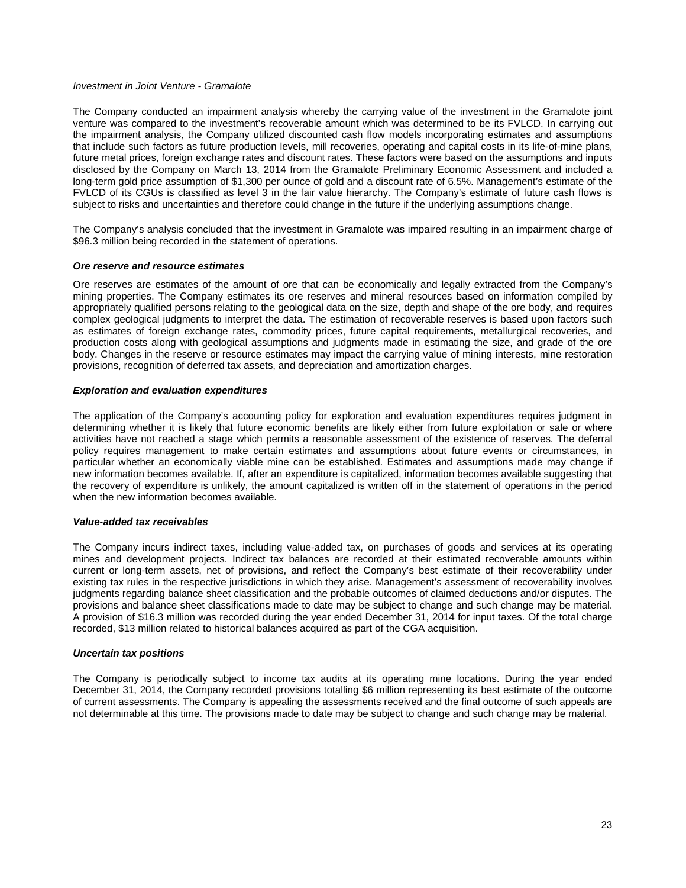*Investment in Joint Venture - Gramalote*

The Company conducted an impairment analysis whereby the carrying value of the investment in the Gramalote joint venture was compared to the investment's recoverable amount which was determined to be its FVLCD. In carrying out the impairment analysis, the Company utilized discounted cash flow models incorporating estimates and assumptions that include such factors as future production levels, mill recoveries, operating and capital costs in its life-of-mine plans, future metal prices, foreign exchange rates and discount rates. These factors were based on the assumptions and inputs disclosed by the Company on March 13, 2014 from the Gramalote Preliminary Economic Assessment and included a long-term gold price assumption of $1,300 per ounce of gold and a discount rate of 6.5%. Management's estimate of the FVLCD of its CGUs is classified as level 3 in the fair value hierarchy. The Company's estimate of future cash flows is subject to risks and uncertainties and therefore could change in the future if the underlying assumptions change.

The Company's analysis concluded that the investment in Gramalote was impaired resulting in an impairment charge of $96.3 million being recorded in the statement of operations.

***Ore reserve and resource estimates***

Ore reserves are estimates of the amount of ore that can be economically and legally extracted from the Company's mining properties. The Company estimates its ore reserves and mineral resources based on information compiled by appropriately qualified persons relating to the geological data on the size, depth and shape of the ore body, and requires complex geological judgments to interpret the data. The estimation of recoverable reserves is based upon factors such as estimates of foreign exchange rates, commodity prices, future capital requirements, metallurgical recoveries, and production costs along with geological assumptions and judgments made in estimating the size, and grade of the ore body. Changes in the reserve or resource estimates may impact the carrying value of mining interests, mine restoration provisions, recognition of deferred tax assets, and depreciation and amortization charges.

***Exploration and evaluation expenditures***

The application of the Company's accounting policy for exploration and evaluation expenditures requires judgment in determining whether it is likely that future economic benefits are likely either from future exploitation or sale or where activities have not reached a stage which permits a reasonable assessment of the existence of reserves. The deferral policy requires management to make certain estimates and assumptions about future events or circumstances, in particular whether an economically viable mine can be established. Estimates and assumptions made may change if new information becomes available. If, after an expenditure is capitalized, information becomes available suggesting that the recovery of expenditure is unlikely, the amount capitalized is written off in the statement of operations in the period when the new information becomes available.

***Value-added tax receivables***

The Company incurs indirect taxes, including value-added tax, on purchases of goods and services at its operating mines and development projects. Indirect tax balances are recorded at their estimated recoverable amounts within current or long-term assets, net of provisions, and reflect the Company's best estimate of their recoverability under existing tax rules in the respective jurisdictions in which they arise. Management's assessment of recoverability involves judgments regarding balance sheet classification and the probable outcomes of claimed deductions and/or disputes. The provisions and balance sheet classifications made to date may be subject to change and such change may be material. A provision of $16.3 million was recorded during the year ended December 31, 2014 for input taxes. Of the total charge recorded, $13 million related to historical balances acquired as part of the CGA acquisition.

***Uncertain tax positions***

The Company is periodically subject to income tax audits at its operating mine locations. During the year ended December 31, 2014, the Company recorded provisions totalling $6 million representing its best estimate of the outcome of current assessments. The Company is appealing the assessments received and the final outcome of such appeals are not determinable at this time. The provisions made to date may be subject to change and such change may be material.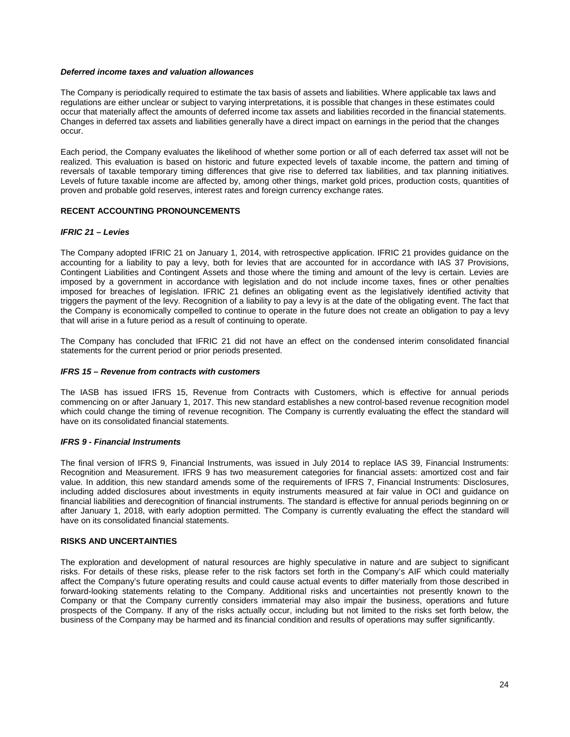***Deferred income taxes and valuation allowances***

The Company is periodically required to estimate the tax basis of assets and liabilities. Where applicable tax laws and regulations are either unclear or subject to varying interpretations, it is possible that changes in these estimates could occur that materially affect the amounts of deferred income tax assets and liabilities recorded in the financial statements. Changes in deferred tax assets and liabilities generally have a direct impact on earnings in the period that the changes occur.

Each period, the Company evaluates the likelihood of whether some portion or all of each deferred tax asset will not be realized. This evaluation is based on historic and future expected levels of taxable income, the pattern and timing of reversals of taxable temporary timing differences that give rise to deferred tax liabilities, and tax planning initiatives. Levels of future taxable income are affected by, among other things, market gold prices, production costs, quantities of proven and probable gold reserves, interest rates and foreign currency exchange rates.

**RECENT ACCOUNTING PRONOUNCEMENTS**

***IFRIC 21 – Levies***

The Company adopted IFRIC 21 on January 1, 2014, with retrospective application. IFRIC 21 provides guidance on the accounting for a liability to pay a levy, both for levies that are accounted for in accordance with IAS 37 Provisions, Contingent Liabilities and Contingent Assets and those where the timing and amount of the levy is certain. Levies are imposed by a government in accordance with legislation and do not include income taxes, fines or other penalties imposed for breaches of legislation. IFRIC 21 defines an obligating event as the legislatively identified activity that triggers the payment of the levy. Recognition of a liability to pay a levy is at the date of the obligating event. The fact that the Company is economically compelled to continue to operate in the future does not create an obligation to pay a levy that will arise in a future period as a result of continuing to operate.

The Company has concluded that IFRIC 21 did not have an effect on the condensed interim consolidated financial statements for the current period or prior periods presented.

***IFRS 15 – Revenue from contracts with customers***

The IASB has issued IFRS 15, Revenue from Contracts with Customers, which is effective for annual periods commencing on or after January 1, 2017. This new standard establishes a new control-based revenue recognition model which could change the timing of revenue recognition. The Company is currently evaluating the effect the standard will have on its consolidated financial statements.

***IFRS 9 - Financial Instruments***

The final version of IFRS 9, Financial Instruments, was issued in July 2014 to replace IAS 39, Financial Instruments: Recognition and Measurement. IFRS 9 has two measurement categories for financial assets: amortized cost and fair value. In addition, this new standard amends some of the requirements of IFRS 7, Financial Instruments: Disclosures, including added disclosures about investments in equity instruments measured at fair value in OCI and guidance on financial liabilities and derecognition of financial instruments. The standard is effective for annual periods beginning on or after January 1, 2018, with early adoption permitted. The Company is currently evaluating the effect the standard will have on its consolidated financial statements.

**RISKS AND UNCERTAINTIES**

The exploration and development of natural resources are highly speculative in nature and are subject to significant risks. For details of these risks, please refer to the risk factors set forth in the Company's AIF which could materially affect the Company's future operating results and could cause actual events to differ materially from those described in forward-looking statements relating to the Company. Additional risks and uncertainties not presently known to the Company or that the Company currently considers immaterial may also impair the business, operations and future prospects of the Company. If any of the risks actually occur, including but not limited to the risks set forth below, the business of the Company may be harmed and its financial condition and results of operations may suffer significantly.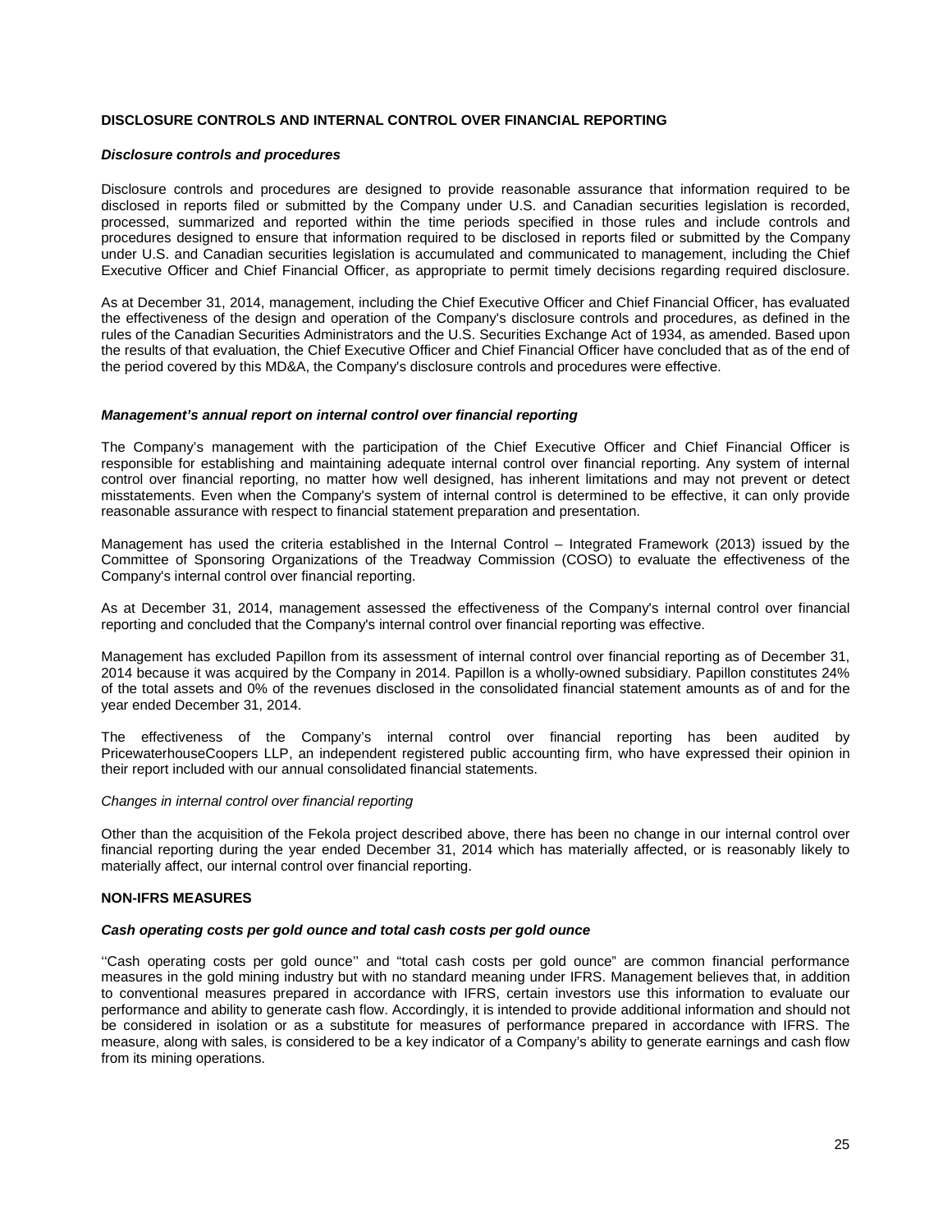## DISCLOSURE CONTROLS AND INTERNAL CONTROL OVER FINANCIAL REPORTING

### *Disclosure controls and procedures*

Disclosure controls and procedures are designed to provide reasonable assurance that information required to be disclosed in reports filed or submitted by the Company under U.S. and Canadian securities legislation is recorded, processed, summarized and reported within the time periods specified in those rules and include controls and procedures designed to ensure that information required to be disclosed in reports filed or submitted by the Company under U.S. and Canadian securities legislation is accumulated and communicated to management, including the Chief Executive Officer and Chief Financial Officer, as appropriate to permit timely decisions regarding required disclosure.

As at December 31, 2014, management, including the Chief Executive Officer and Chief Financial Officer, has evaluated the effectiveness of the design and operation of the Company's disclosure controls and procedures, as defined in the rules of the Canadian Securities Administrators and the U.S. Securities Exchange Act of 1934, as amended. Based upon the results of that evaluation, the Chief Executive Officer and Chief Financial Officer have concluded that as of the end of the period covered by this MD&A, the Company's disclosure controls and procedures were effective.

### *Management's annual report on internal control over financial reporting*

The Company's management with the participation of the Chief Executive Officer and Chief Financial Officer is responsible for establishing and maintaining adequate internal control over financial reporting. Any system of internal control over financial reporting, no matter how well designed, has inherent limitations and may not prevent or detect misstatements. Even when the Company's system of internal control is determined to be effective, it can only provide reasonable assurance with respect to financial statement preparation and presentation.

Management has used the criteria established in the Internal Control – Integrated Framework (2013) issued by the Committee of Sponsoring Organizations of the Treadway Commission (COSO) to evaluate the effectiveness of the Company's internal control over financial reporting.

As at December 31, 2014, management assessed the effectiveness of the Company's internal control over financial reporting and concluded that the Company's internal control over financial reporting was effective.

Management has excluded Papillon from its assessment of internal control over financial reporting as of December 31, 2014 because it was acquired by the Company in 2014. Papillon is a wholly-owned subsidiary. Papillon constitutes 24% of the total assets and 0% of the revenues disclosed in the consolidated financial statement amounts as of and for the year ended December 31, 2014.

The effectiveness of the Company's internal control over financial reporting has been audited by PricewaterhouseCoopers LLP, an independent registered public accounting firm, who have expressed their opinion in their report included with our annual consolidated financial statements.

*Changes in internal control over financial reporting*

Other than the acquisition of the Fekola project described above, there has been no change in our internal control over financial reporting during the year ended December 31, 2014 which has materially affected, or is reasonably likely to materially affect, our internal control over financial reporting.

## NON-IFRS MEASURES

### *Cash operating costs per gold ounce and total cash costs per gold ounce*

''Cash operating costs per gold ounce'' and "total cash costs per gold ounce" are common financial performance measures in the gold mining industry but with no standard meaning under IFRS. Management believes that, in addition to conventional measures prepared in accordance with IFRS, certain investors use this information to evaluate our performance and ability to generate cash flow. Accordingly, it is intended to provide additional information and should not be considered in isolation or as a substitute for measures of performance prepared in accordance with IFRS. The measure, along with sales, is considered to be a key indicator of a Company's ability to generate earnings and cash flow from its mining operations.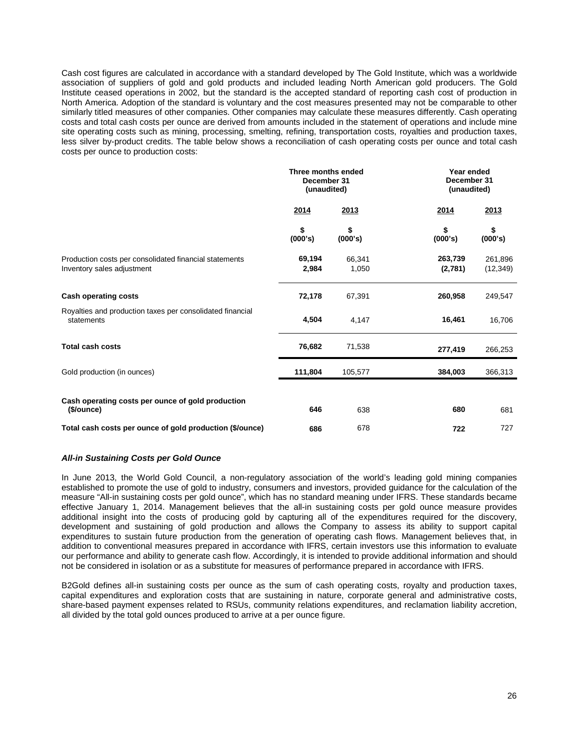Cash cost figures are calculated in accordance with a standard developed by The Gold Institute, which was a worldwide association of suppliers of gold and gold products and included leading North American gold producers. The Gold Institute ceased operations in 2002, but the standard is the accepted standard of reporting cash cost of production in North America. Adoption of the standard is voluntary and the cost measures presented may not be comparable to other similarly titled measures of other companies. Other companies may calculate these measures differently. Cash operating costs and total cash costs per ounce are derived from amounts included in the statement of operations and include mine site operating costs such as mining, processing, smelting, refining, transportation costs, royalties and production taxes, less silver by-product credits. The table below shows a reconciliation of cash operating costs per ounce and total cash costs per ounce to production costs:

| | Three months ended December 31 (unaudited) | | Year ended December 31 (unaudited) | |
|---|---|---|---|---|
| | **2014** | **2013** | **2014** | **2013** |
| | **$ (000's)** | **$ (000's)** | **$ (000's)** | **$ (000's)** |
| Production costs per consolidated financial statements | **69,194** | 66,341 | **263,739** | 261,896 |
| Inventory sales adjustment | **2,984** | 1,050 | **(2,781)** | (12,349) |
| **Cash operating costs** | **72,178** | 67,391 | **260,958** | 249,547 |
| Royalties and production taxes per consolidated financial statements | **4,504** | 4,147 | **16,461** | 16,706 |
| **Total cash costs** | **76,682** | 71,538 | **277,419** | 266,253 |
| Gold production (in ounces) | **111,804** | 105,577 | **384,003** | 366,313 |
| **Cash operating costs per ounce of gold production ($/ounce)** | **646** | 638 | **680** | 681 |
| **Total cash costs per ounce of gold production ($/ounce)** | **686** | 678 | **722** | 727 |

### *All-in Sustaining Costs per Gold Ounce*

In June 2013, the World Gold Council, a non-regulatory association of the world's leading gold mining companies established to promote the use of gold to industry, consumers and investors, provided guidance for the calculation of the measure "All-in sustaining costs per gold ounce", which has no standard meaning under IFRS. These standards became effective January 1, 2014. Management believes that the all-in sustaining costs per gold ounce measure provides additional insight into the costs of producing gold by capturing all of the expenditures required for the discovery, development and sustaining of gold production and allows the Company to assess its ability to support capital expenditures to sustain future production from the generation of operating cash flows. Management believes that, in addition to conventional measures prepared in accordance with IFRS, certain investors use this information to evaluate our performance and ability to generate cash flow. Accordingly, it is intended to provide additional information and should not be considered in isolation or as a substitute for measures of performance prepared in accordance with IFRS.

B2Gold defines all-in sustaining costs per ounce as the sum of cash operating costs, royalty and production taxes, capital expenditures and exploration costs that are sustaining in nature, corporate general and administrative costs, share-based payment expenses related to RSUs, community relations expenditures, and reclamation liability accretion, all divided by the total gold ounces produced to arrive at a per ounce figure.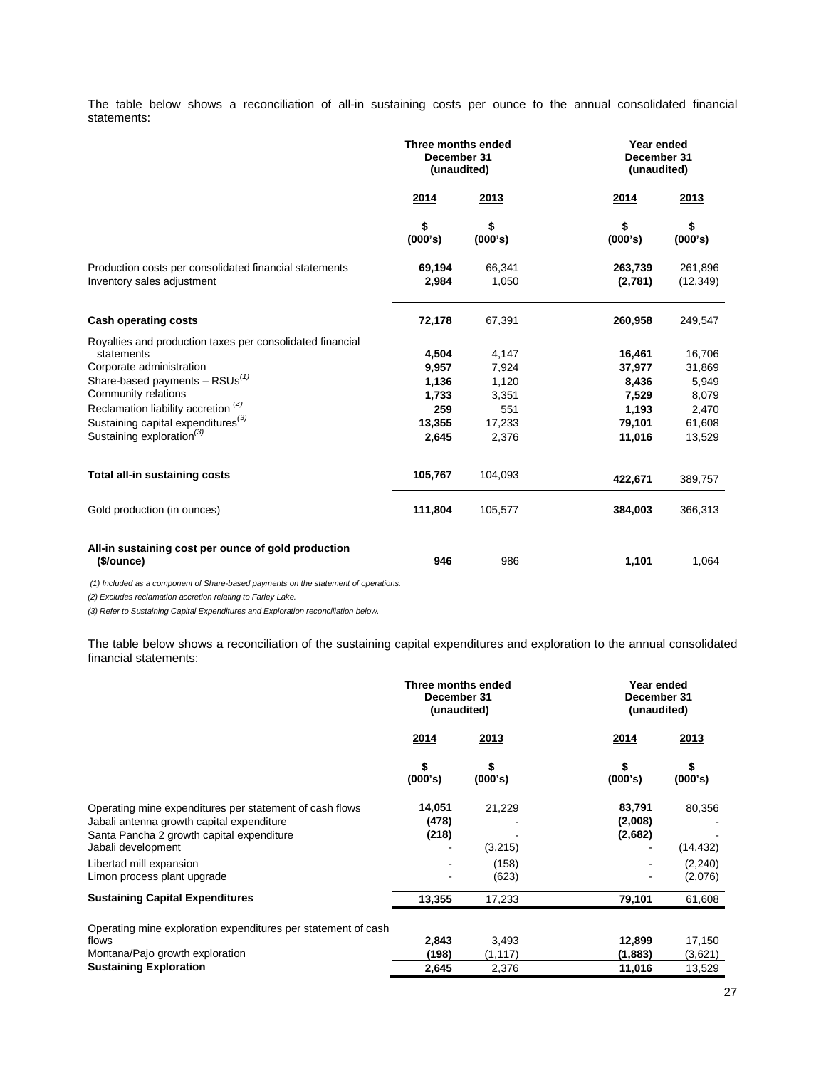The table below shows a reconciliation of all-in sustaining costs per ounce to the annual consolidated financial statements:

| | Three months ended December 31 (unaudited) | | Year ended December 31 (unaudited) | |
|---|---|---|---|---|
| | **2014** | **2013** | **2014** | **2013** |
| | **\$ (000's)** | **\$ (000's)** | **\$ (000's)** | **\$ (000's)** |
| Production costs per consolidated financial statements | **69,194** | 66,341 | **263,739** | 261,896 |
| Inventory sales adjustment | **2,984** | 1,050 | **(2,781)** | (12,349) |
| **Cash operating costs** | **72,178** | 67,391 | **260,958** | 249,547 |
| Royalties and production taxes per consolidated financial statements | **4,504** | 4,147 | **16,461** | 16,706 |
| Corporate administration | **9,957** | 7,924 | **37,977** | 31,869 |
| Share-based payments – RSUs[(1)] | **1,136** | 1,120 | **8,436** | 5,949 |
| Community relations | **1,733** | 3,351 | **7,529** | 8,079 |
| Reclamation liability accretion [(2)] | **259** | 551 | **1,193** | 2,470 |
| Sustaining capital expenditures[(3)] | **13,355** | 17,233 | **79,101** | 61,608 |
| Sustaining exploration[(3)] | **2,645** | 2,376 | **11,016** | 13,529 |
| **Total all-in sustaining costs** | **105,767** | 104,093 | **422,671** | 389,757 |
| Gold production (in ounces) | **111,804** | 105,577 | **384,003** | 366,313 |
| **All-in sustaining cost per ounce of gold production (\$/ounce)** | **946** | 986 | **1,101** | 1,064 |

*(1) Included as a component of Share-based payments on the statement of operations.*

*(2) Excludes reclamation accretion relating to Farley Lake.*

*(3) Refer to Sustaining Capital Expenditures and Exploration reconciliation below.*

The table below shows a reconciliation of the sustaining capital expenditures and exploration to the annual consolidated financial statements:

| | Three months ended December 31 (unaudited) | | Year ended December 31 (unaudited) | |
|---|---|---|---|---|
| | **2014** | **2013** | **2014** | **2013** |
| | **\$ (000's)** | **\$ (000's)** | **\$ (000's)** | **\$ (000's)** |
| Operating mine expenditures per statement of cash flows | **14,051** | 21,229 | **83,791** | 80,356 |
| Jabali antenna growth capital expenditure | **(478)** | - | **(2,008)** | - |
| Santa Pancha 2 growth capital expenditure | **(218)** | - | **(2,682)** | - |
| Jabali development | - | (3,215) | - | (14,432) |
| Libertad mill expansion | - | (158) | - | (2,240) |
| Limon process plant upgrade | - | (623) | - | (2,076) |
| **Sustaining Capital Expenditures** | **13,355** | 17,233 | **79,101** | 61,608 |
| Operating mine exploration expenditures per statement of cash flows | **2,843** | 3,493 | **12,899** | 17,150 |
| Montana/Pajo growth exploration | **(198)** | (1,117) | **(1,883)** | (3,621) |
| **Sustaining Exploration** | **2,645** | 2,376 | **11,016** | 13,529 |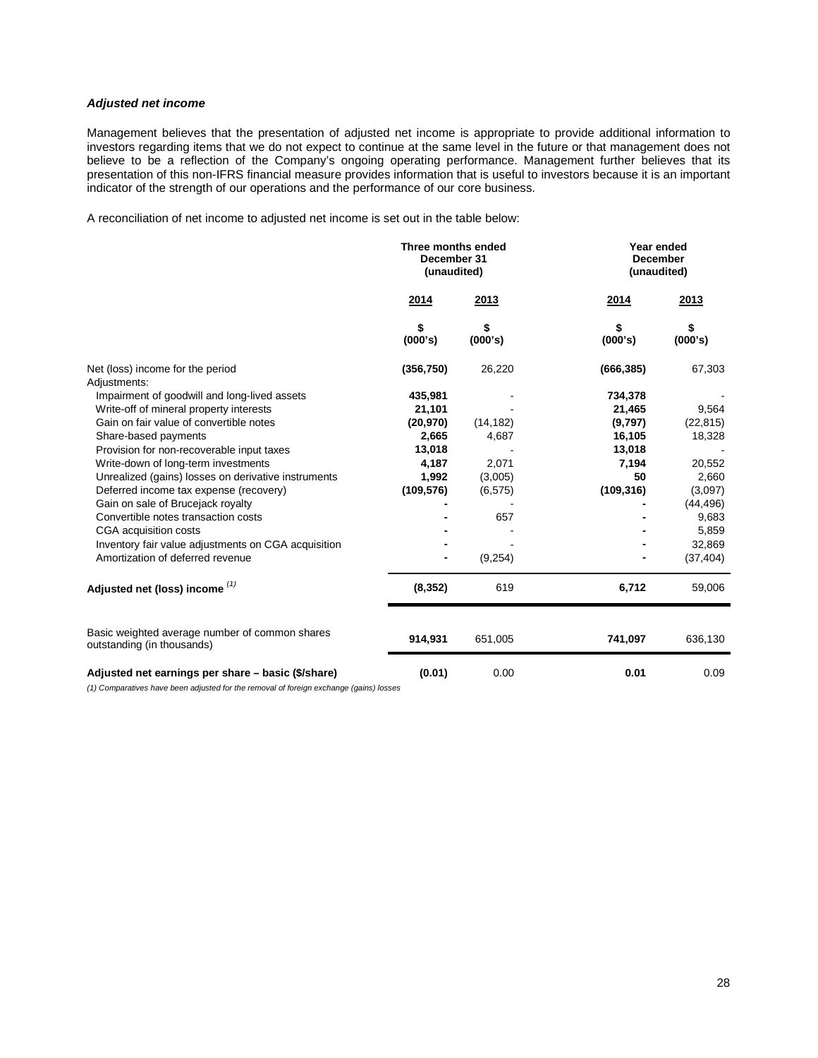***Adjusted net income***

Management believes that the presentation of adjusted net income is appropriate to provide additional information to investors regarding items that we do not expect to continue at the same level in the future or that management does not believe to be a reflection of the Company's ongoing operating performance. Management further believes that its presentation of this non-IFRS financial measure provides information that is useful to investors because it is an important indicator of the strength of our operations and the performance of our core business.

A reconciliation of net income to adjusted net income is set out in the table below:

| | Three months ended December 31 (unaudited) | | Year ended December (unaudited) | |
|---|---|---|---|---|
| | 2014 | 2013 | 2014 | 2013 |
| | $ (000's) | $ (000's) | $ (000's) | $ (000's) |
| Net (loss) income for the period | **(356,750)** | 26,220 | **(666,385)** | 67,303 |
| Adjustments: | | | | |
| Impairment of goodwill and long-lived assets | **435,981** | - | **734,378** | - |
| Write-off of mineral property interests | **21,101** | - | **21,465** | 9,564 |
| Gain on fair value of convertible notes | **(20,970)** | (14,182) | **(9,797)** | (22,815) |
| Share-based payments | **2,665** | 4,687 | **16,105** | 18,328 |
| Provision for non-recoverable input taxes | **13,018** | - | **13,018** | - |
| Write-down of long-term investments | **4,187** | 2,071 | **7,194** | 20,552 |
| Unrealized (gains) losses on derivative instruments | **1,992** | (3,005) | **50** | 2,660 |
| Deferred income tax expense (recovery) | **(109,576)** | (6,575) | **(109,316)** | (3,097) |
| Gain on sale of Brucejack royalty | **-** | - | **-** | (44,496) |
| Convertible notes transaction costs | **-** | 657 | **-** | 9,683 |
| CGA acquisition costs | **-** | - | **-** | 5,859 |
| Inventory fair value adjustments on CGA acquisition | **-** | - | **-** | 32,869 |
| Amortization of deferred revenue | **-** | (9,254) | **-** | (37,404) |
| **Adjusted net (loss) income** [(1)] | **(8,352)** | 619 | **6,712** | 59,006 |
| Basic weighted average number of common shares outstanding (in thousands) | **914,931** | 651,005 | **741,097** | 636,130 |
| **Adjusted net earnings per share – basic ($/share)** | **(0.01)** | 0.00 | **0.01** | 0.09 |

*(1) Comparatives have been adjusted for the removal of foreign exchange (gains) losses*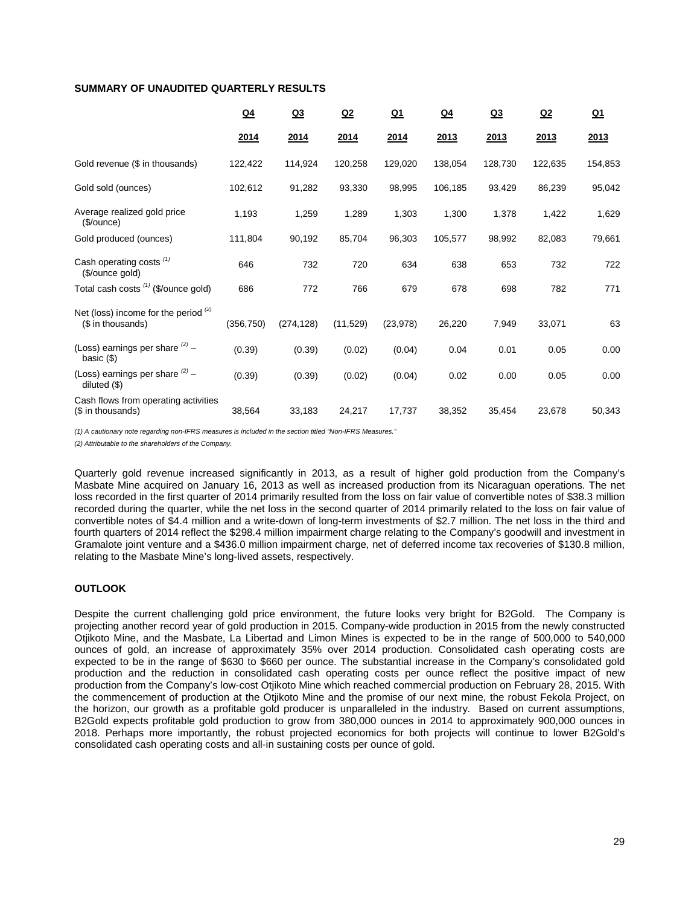**SUMMARY OF UNAUDITED QUARTERLY RESULTS**

| | Q4 2014 | Q3 2014 | Q2 2014 | Q1 2014 | Q4 2013 | Q3 2013 | Q2 2013 | Q1 2013 |
|---|---|---|---|---|---|---|---|---|
| Gold revenue ($ in thousands) | 122,422 | 114,924 | 120,258 | 129,020 | 138,054 | 128,730 | 122,635 | 154,853 |
| Gold sold (ounces) | 102,612 | 91,282 | 93,330 | 98,995 | 106,185 | 93,429 | 86,239 | 95,042 |
| Average realized gold price ($/ounce) | 1,193 | 1,259 | 1,289 | 1,303 | 1,300 | 1,378 | 1,422 | 1,629 |
| Gold produced (ounces) | 111,804 | 90,192 | 85,704 | 96,303 | 105,577 | 98,992 | 82,083 | 79,661 |
| Cash operating costs [(1)] ($/ounce gold) | 646 | 732 | 720 | 634 | 638 | 653 | 732 | 722 |
| Total cash costs [(1)] ($/ounce gold) | 686 | 772 | 766 | 679 | 678 | 698 | 782 | 771 |
| Net (loss) income for the period [(2)] ($ in thousands) | (356,750) | (274,128) | (11,529) | (23,978) | 26,220 | 7,949 | 33,071 | 63 |
| (Loss) earnings per share [(2)] – basic ($) | (0.39) | (0.39) | (0.02) | (0.04) | 0.04 | 0.01 | 0.05 | 0.00 |
| (Loss) earnings per share [(2)] – diluted ($) | (0.39) | (0.39) | (0.02) | (0.04) | 0.02 | 0.00 | 0.05 | 0.00 |
| Cash flows from operating activities ($ in thousands) | 38,564 | 33,183 | 24,217 | 17,737 | 38,352 | 35,454 | 23,678 | 50,343 |

*(1) A cautionary note regarding non-IFRS measures is included in the section titled "Non-IFRS Measures."*

*(2) Attributable to the shareholders of the Company.*

Quarterly gold revenue increased significantly in 2013, as a result of higher gold production from the Company's Masbate Mine acquired on January 16, 2013 as well as increased production from its Nicaraguan operations. The net loss recorded in the first quarter of 2014 primarily resulted from the loss on fair value of convertible notes of $38.3 million recorded during the quarter, while the net loss in the second quarter of 2014 primarily related to the loss on fair value of convertible notes of $4.4 million and a write-down of long-term investments of $2.7 million. The net loss in the third and fourth quarters of 2014 reflect the $298.4 million impairment charge relating to the Company's goodwill and investment in Gramalote joint venture and a $436.0 million impairment charge, net of deferred income tax recoveries of $130.8 million, relating to the Masbate Mine's long-lived assets, respectively.

**OUTLOOK**

Despite the current challenging gold price environment, the future looks very bright for B2Gold. The Company is projecting another record year of gold production in 2015. Company-wide production in 2015 from the newly constructed Otjikoto Mine, and the Masbate, La Libertad and Limon Mines is expected to be in the range of 500,000 to 540,000 ounces of gold, an increase of approximately 35% over 2014 production. Consolidated cash operating costs are expected to be in the range of $630 to $660 per ounce. The substantial increase in the Company's consolidated gold production and the reduction in consolidated cash operating costs per ounce reflect the positive impact of new production from the Company's low-cost Otjikoto Mine which reached commercial production on February 28, 2015. With the commencement of production at the Otjikoto Mine and the promise of our next mine, the robust Fekola Project, on the horizon, our growth as a profitable gold producer is unparalleled in the industry. Based on current assumptions, B2Gold expects profitable gold production to grow from 380,000 ounces in 2014 to approximately 900,000 ounces in 2018. Perhaps more importantly, the robust projected economics for both projects will continue to lower B2Gold's consolidated cash operating costs and all-in sustaining costs per ounce of gold.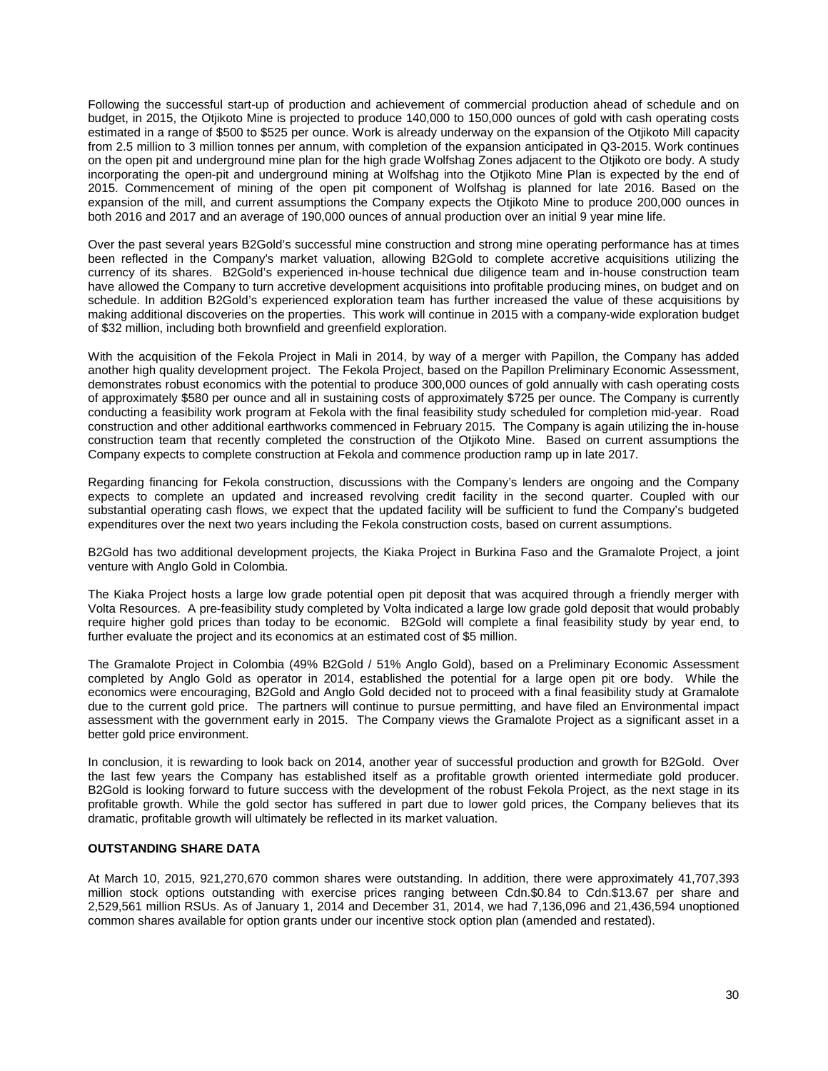Following the successful start-up of production and achievement of commercial production ahead of schedule and on budget, in 2015, the Otjikoto Mine is projected to produce 140,000 to 150,000 ounces of gold with cash operating costs estimated in a range of $500 to $525 per ounce. Work is already underway on the expansion of the Otjikoto Mill capacity from 2.5 million to 3 million tonnes per annum, with completion of the expansion anticipated in Q3-2015. Work continues on the open pit and underground mine plan for the high grade Wolfshag Zones adjacent to the Otjikoto ore body. A study incorporating the open-pit and underground mining at Wolfshag into the Otjikoto Mine Plan is expected by the end of 2015. Commencement of mining of the open pit component of Wolfshag is planned for late 2016. Based on the expansion of the mill, and current assumptions the Company expects the Otjikoto Mine to produce 200,000 ounces in both 2016 and 2017 and an average of 190,000 ounces of annual production over an initial 9 year mine life.

Over the past several years B2Gold's successful mine construction and strong mine operating performance has at times been reflected in the Company's market valuation, allowing B2Gold to complete accretive acquisitions utilizing the currency of its shares. B2Gold's experienced in-house technical due diligence team and in-house construction team have allowed the Company to turn accretive development acquisitions into profitable producing mines, on budget and on schedule. In addition B2Gold's experienced exploration team has further increased the value of these acquisitions by making additional discoveries on the properties. This work will continue in 2015 with a company-wide exploration budget of $32 million, including both brownfield and greenfield exploration.

With the acquisition of the Fekola Project in Mali in 2014, by way of a merger with Papillon, the Company has added another high quality development project. The Fekola Project, based on the Papillon Preliminary Economic Assessment, demonstrates robust economics with the potential to produce 300,000 ounces of gold annually with cash operating costs of approximately $580 per ounce and all in sustaining costs of approximately $725 per ounce. The Company is currently conducting a feasibility work program at Fekola with the final feasibility study scheduled for completion mid-year. Road construction and other additional earthworks commenced in February 2015. The Company is again utilizing the in-house construction team that recently completed the construction of the Otjikoto Mine. Based on current assumptions the Company expects to complete construction at Fekola and commence production ramp up in late 2017.

Regarding financing for Fekola construction, discussions with the Company's lenders are ongoing and the Company expects to complete an updated and increased revolving credit facility in the second quarter. Coupled with our substantial operating cash flows, we expect that the updated facility will be sufficient to fund the Company's budgeted expenditures over the next two years including the Fekola construction costs, based on current assumptions.

B2Gold has two additional development projects, the Kiaka Project in Burkina Faso and the Gramalote Project, a joint venture with Anglo Gold in Colombia.

The Kiaka Project hosts a large low grade potential open pit deposit that was acquired through a friendly merger with Volta Resources. A pre-feasibility study completed by Volta indicated a large low grade gold deposit that would probably require higher gold prices than today to be economic. B2Gold will complete a final feasibility study by year end, to further evaluate the project and its economics at an estimated cost of $5 million.

The Gramalote Project in Colombia (49% B2Gold / 51% Anglo Gold), based on a Preliminary Economic Assessment completed by Anglo Gold as operator in 2014, established the potential for a large open pit ore body. While the economics were encouraging, B2Gold and Anglo Gold decided not to proceed with a final feasibility study at Gramalote due to the current gold price. The partners will continue to pursue permitting, and have filed an Environmental impact assessment with the government early in 2015. The Company views the Gramalote Project as a significant asset in a better gold price environment.

In conclusion, it is rewarding to look back on 2014, another year of successful production and growth for B2Gold. Over the last few years the Company has established itself as a profitable growth oriented intermediate gold producer. B2Gold is looking forward to future success with the development of the robust Fekola Project, as the next stage in its profitable growth. While the gold sector has suffered in part due to lower gold prices, the Company believes that its dramatic, profitable growth will ultimately be reflected in its market valuation.

## OUTSTANDING SHARE DATA

At March 10, 2015, 921,270,670 common shares were outstanding. In addition, there were approximately 41,707,393 million stock options outstanding with exercise prices ranging between Cdn.$0.84 to Cdn.$13.67 per share and 2,529,561 million RSUs. As of January 1, 2014 and December 31, 2014, we had 7,136,096 and 21,436,594 unoptioned common shares available for option grants under our incentive stock option plan (amended and restated).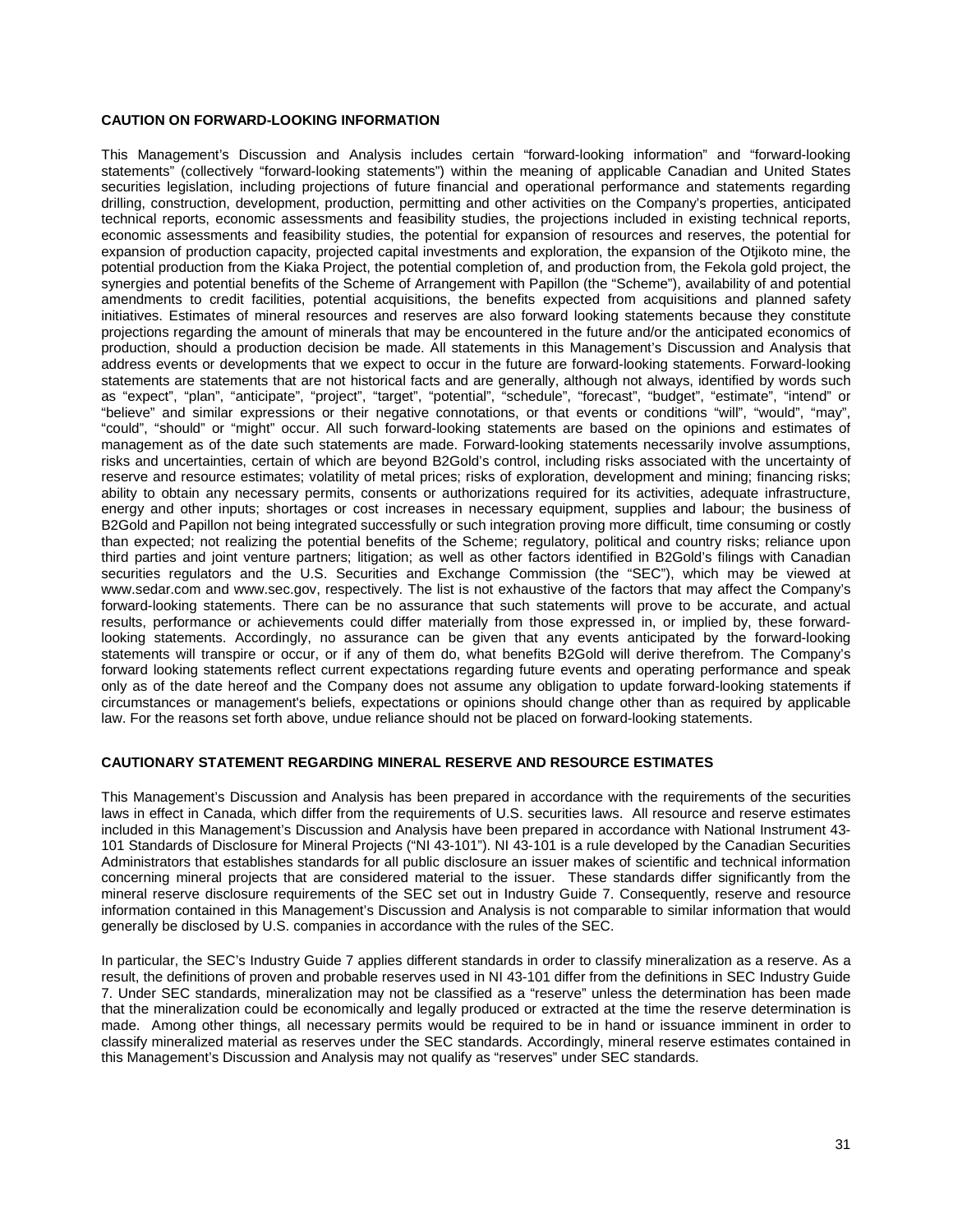## CAUTION ON FORWARD-LOOKING INFORMATION

This Management's Discussion and Analysis includes certain "forward-looking information" and "forward-looking statements" (collectively "forward-looking statements") within the meaning of applicable Canadian and United States securities legislation, including projections of future financial and operational performance and statements regarding drilling, construction, development, production, permitting and other activities on the Company's properties, anticipated technical reports, economic assessments and feasibility studies, the projections included in existing technical reports, economic assessments and feasibility studies, the potential for expansion of resources and reserves, the potential for expansion of production capacity, projected capital investments and exploration, the expansion of the Otjikoto mine, the potential production from the Kiaka Project, the potential completion of, and production from, the Fekola gold project, the synergies and potential benefits of the Scheme of Arrangement with Papillon (the "Scheme"), availability of and potential amendments to credit facilities, potential acquisitions, the benefits expected from acquisitions and planned safety initiatives. Estimates of mineral resources and reserves are also forward looking statements because they constitute projections regarding the amount of minerals that may be encountered in the future and/or the anticipated economics of production, should a production decision be made. All statements in this Management's Discussion and Analysis that address events or developments that we expect to occur in the future are forward-looking statements. Forward-looking statements are statements that are not historical facts and are generally, although not always, identified by words such as "expect", "plan", "anticipate", "project", "target", "potential", "schedule", "forecast", "budget", "estimate", "intend" or "believe" and similar expressions or their negative connotations, or that events or conditions "will", "would", "may", "could", "should" or "might" occur. All such forward-looking statements are based on the opinions and estimates of management as of the date such statements are made. Forward-looking statements necessarily involve assumptions, risks and uncertainties, certain of which are beyond B2Gold's control, including risks associated with the uncertainty of reserve and resource estimates; volatility of metal prices; risks of exploration, development and mining; financing risks; ability to obtain any necessary permits, consents or authorizations required for its activities, adequate infrastructure, energy and other inputs; shortages or cost increases in necessary equipment, supplies and labour; the business of B2Gold and Papillon not being integrated successfully or such integration proving more difficult, time consuming or costly than expected; not realizing the potential benefits of the Scheme; regulatory, political and country risks; reliance upon third parties and joint venture partners; litigation; as well as other factors identified in B2Gold's filings with Canadian securities regulators and the U.S. Securities and Exchange Commission (the "SEC"), which may be viewed at www.sedar.com and www.sec.gov, respectively. The list is not exhaustive of the factors that may affect the Company's forward-looking statements. There can be no assurance that such statements will prove to be accurate, and actual results, performance or achievements could differ materially from those expressed in, or implied by, these forward-looking statements. Accordingly, no assurance can be given that any events anticipated by the forward-looking statements will transpire or occur, or if any of them do, what benefits B2Gold will derive therefrom. The Company's forward looking statements reflect current expectations regarding future events and operating performance and speak only as of the date hereof and the Company does not assume any obligation to update forward-looking statements if circumstances or management's beliefs, expectations or opinions should change other than as required by applicable law. For the reasons set forth above, undue reliance should not be placed on forward-looking statements.

## CAUTIONARY STATEMENT REGARDING MINERAL RESERVE AND RESOURCE ESTIMATES

This Management's Discussion and Analysis has been prepared in accordance with the requirements of the securities laws in effect in Canada, which differ from the requirements of U.S. securities laws. All resource and reserve estimates included in this Management's Discussion and Analysis have been prepared in accordance with National Instrument 43-101 Standards of Disclosure for Mineral Projects ("NI 43-101"). NI 43-101 is a rule developed by the Canadian Securities Administrators that establishes standards for all public disclosure an issuer makes of scientific and technical information concerning mineral projects that are considered material to the issuer. These standards differ significantly from the mineral reserve disclosure requirements of the SEC set out in Industry Guide 7. Consequently, reserve and resource information contained in this Management's Discussion and Analysis is not comparable to similar information that would generally be disclosed by U.S. companies in accordance with the rules of the SEC.

In particular, the SEC's Industry Guide 7 applies different standards in order to classify mineralization as a reserve. As a result, the definitions of proven and probable reserves used in NI 43-101 differ from the definitions in SEC Industry Guide 7. Under SEC standards, mineralization may not be classified as a "reserve" unless the determination has been made that the mineralization could be economically and legally produced or extracted at the time the reserve determination is made. Among other things, all necessary permits would be required to be in hand or issuance imminent in order to classify mineralized material as reserves under the SEC standards. Accordingly, mineral reserve estimates contained in this Management's Discussion and Analysis may not qualify as "reserves" under SEC standards.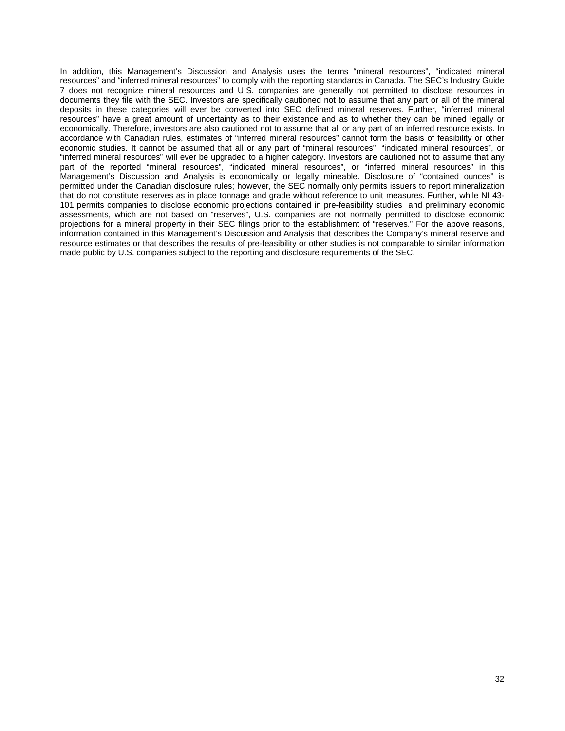In addition, this Management's Discussion and Analysis uses the terms "mineral resources", "indicated mineral resources" and "inferred mineral resources" to comply with the reporting standards in Canada. The SEC's Industry Guide 7 does not recognize mineral resources and U.S. companies are generally not permitted to disclose resources in documents they file with the SEC. Investors are specifically cautioned not to assume that any part or all of the mineral deposits in these categories will ever be converted into SEC defined mineral reserves. Further, "inferred mineral resources" have a great amount of uncertainty as to their existence and as to whether they can be mined legally or economically. Therefore, investors are also cautioned not to assume that all or any part of an inferred resource exists. In accordance with Canadian rules, estimates of "inferred mineral resources" cannot form the basis of feasibility or other economic studies. It cannot be assumed that all or any part of "mineral resources", "indicated mineral resources", or "inferred mineral resources" will ever be upgraded to a higher category. Investors are cautioned not to assume that any part of the reported "mineral resources", "indicated mineral resources", or "inferred mineral resources" in this Management's Discussion and Analysis is economically or legally mineable. Disclosure of "contained ounces" is permitted under the Canadian disclosure rules; however, the SEC normally only permits issuers to report mineralization that do not constitute reserves as in place tonnage and grade without reference to unit measures. Further, while NI 43-101 permits companies to disclose economic projections contained in pre-feasibility studies and preliminary economic assessments, which are not based on "reserves", U.S. companies are not normally permitted to disclose economic projections for a mineral property in their SEC filings prior to the establishment of "reserves." For the above reasons, information contained in this Management's Discussion and Analysis that describes the Company's mineral reserve and resource estimates or that describes the results of pre-feasibility or other studies is not comparable to similar information made public by U.S. companies subject to the reporting and disclosure requirements of the SEC.